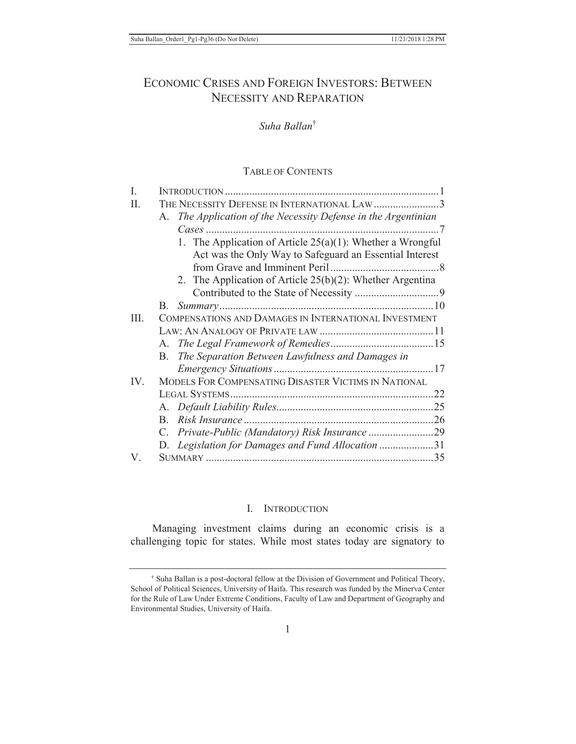# Economic Crises and Foreign Investors: Between Necessity and Reparation

*Suha Ballan*[†]

## Table of Contents

| | | |
|---|---|---|
| I. | Introduction | 1 |
| II. | The Necessity Defense in International Law | 3 |
| | A. *The Application of the Necessity Defense in the Argentinian Cases* | 7 |
| | 1. The Application of Article 25(a)(1): Whether a Wrongful Act was the Only Way to Safeguard an Essential Interest from Grave and Imminent Peril | 8 |
| | 2. The Application of Article 25(b)(2): Whether Argentina Contributed to the State of Necessity | 9 |
| | B. *Summary* | 10 |
| III. | Compensations and Damages in International Investment Law: An Analogy of Private law | 11 |
| | A. *The Legal Framework of Remedies* | 15 |
| | B. *The Separation Between Lawfulness and Damages in Emergency Situations* | 17 |
| IV. | Models For Compensating Disaster Victims in National Legal Systems | 22 |
| | A. *Default Liability Rules* | 25 |
| | B. *Risk Insurance* | 26 |
| | C. *Private-Public (Mandatory) Risk Insurance* | 29 |
| | D. *Legislation for Damages and Fund Allocation* | 31 |
| V. | Summary | 35 |

## I. Introduction

Managing investment claims during an economic crisis is a challenging topic for states. While most states today are signatory to

---

[†] Suha Ballan is a post-doctoral fellow at the Division of Government and Political Theory, School of Political Sciences, University of Haifa. This research was funded by the Minerva Center for the Rule of Law Under Extreme Conditions, Faculty of Law and Department of Geography and Environmental Studies, University of Haifa.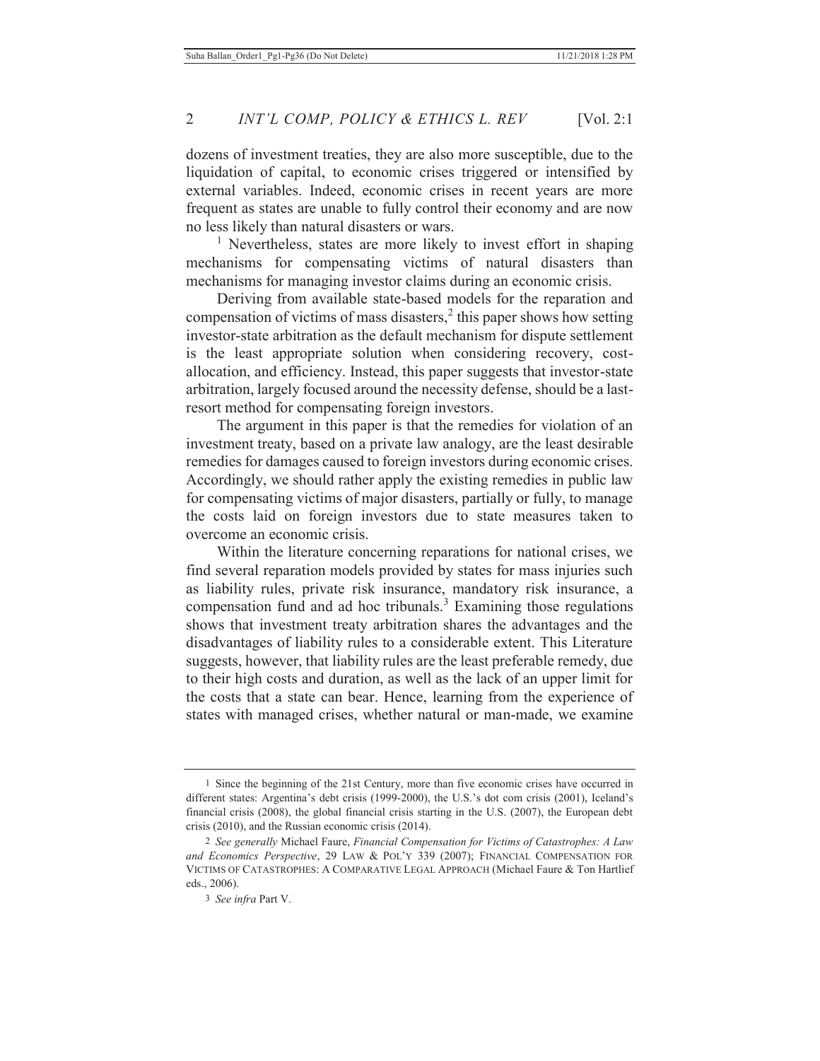dozens of investment treaties, they are also more susceptible, due to the liquidation of capital, to economic crises triggered or intensified by external variables. Indeed, economic crises in recent years are more frequent as states are unable to fully control their economy and are now no less likely than natural disasters or wars.

[1] Nevertheless, states are more likely to invest effort in shaping mechanisms for compensating victims of natural disasters than mechanisms for managing investor claims during an economic crisis.

Deriving from available state-based models for the reparation and compensation of victims of mass disasters,[2] this paper shows how setting investor-state arbitration as the default mechanism for dispute settlement is the least appropriate solution when considering recovery, cost-allocation, and efficiency. Instead, this paper suggests that investor-state arbitration, largely focused around the necessity defense, should be a last-resort method for compensating foreign investors.

The argument in this paper is that the remedies for violation of an investment treaty, based on a private law analogy, are the least desirable remedies for damages caused to foreign investors during economic crises. Accordingly, we should rather apply the existing remedies in public law for compensating victims of major disasters, partially or fully, to manage the costs laid on foreign investors due to state measures taken to overcome an economic crisis.

Within the literature concerning reparations for national crises, we find several reparation models provided by states for mass injuries such as liability rules, private risk insurance, mandatory risk insurance, a compensation fund and ad hoc tribunals.[3] Examining those regulations shows that investment treaty arbitration shares the advantages and the disadvantages of liability rules to a considerable extent. This Literature suggests, however, that liability rules are the least preferable remedy, due to their high costs and duration, as well as the lack of an upper limit for the costs that a state can bear. Hence, learning from the experience of states with managed crises, whether natural or man-made, we examine

---

1 Since the beginning of the 21st Century, more than five economic crises have occurred in different states: Argentina's debt crisis (1999-2000), the U.S.'s dot com crisis (2001), Iceland's financial crisis (2008), the global financial crisis starting in the U.S. (2007), the European debt crisis (2010), and the Russian economic crisis (2014).

2 *See generally* Michael Faure, *Financial Compensation for Victims of Catastrophes: A Law and Economics Perspective*, 29 LAW & POL'Y 339 (2007); FINANCIAL COMPENSATION FOR VICTIMS OF CATASTROPHES: A COMPARATIVE LEGAL APPROACH (Michael Faure & Ton Hartlief eds., 2006).

3 *See infra* Part V.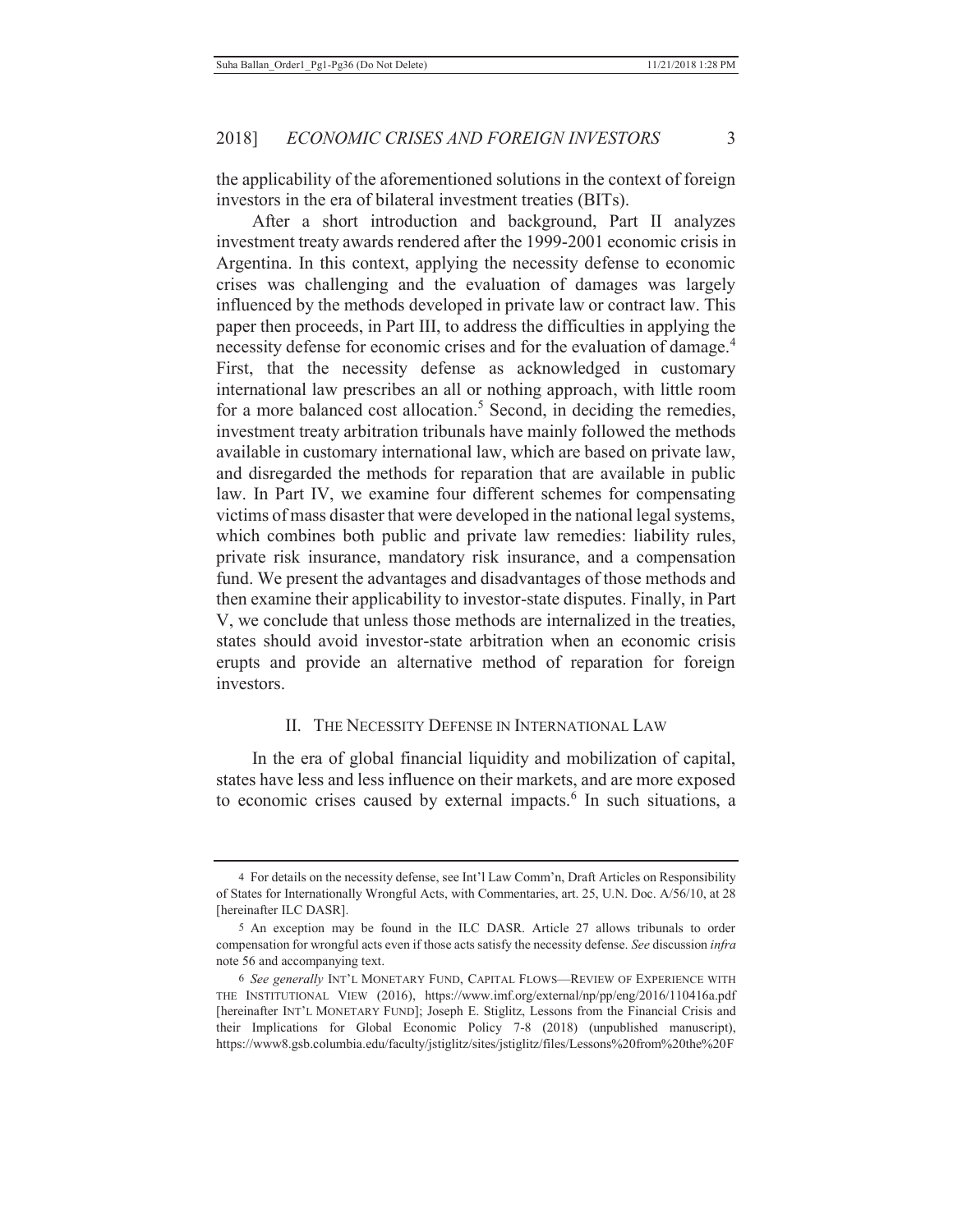the applicability of the aforementioned solutions in the context of foreign investors in the era of bilateral investment treaties (BITs).

After a short introduction and background, Part II analyzes investment treaty awards rendered after the 1999-2001 economic crisis in Argentina. In this context, applying the necessity defense to economic crises was challenging and the evaluation of damages was largely influenced by the methods developed in private law or contract law. This paper then proceeds, in Part III, to address the difficulties in applying the necessity defense for economic crises and for the evaluation of damage.[4] First, that the necessity defense as acknowledged in customary international law prescribes an all or nothing approach, with little room for a more balanced cost allocation.[5] Second, in deciding the remedies, investment treaty arbitration tribunals have mainly followed the methods available in customary international law, which are based on private law, and disregarded the methods for reparation that are available in public law. In Part IV, we examine four different schemes for compensating victims of mass disaster that were developed in the national legal systems, which combines both public and private law remedies: liability rules, private risk insurance, mandatory risk insurance, and a compensation fund. We present the advantages and disadvantages of those methods and then examine their applicability to investor-state disputes. Finally, in Part V, we conclude that unless those methods are internalized in the treaties, states should avoid investor-state arbitration when an economic crisis erupts and provide an alternative method of reparation for foreign investors.

## II. The Necessity Defense in International Law

In the era of global financial liquidity and mobilization of capital, states have less and less influence on their markets, and are more exposed to economic crises caused by external impacts.[6] In such situations, a

---

4 For details on the necessity defense, see Int'l Law Comm'n, Draft Articles on Responsibility of States for Internationally Wrongful Acts, with Commentaries, art. 25, U.N. Doc. A/56/10, at 28 [hereinafter ILC DASR].

5 An exception may be found in the ILC DASR. Article 27 allows tribunals to order compensation for wrongful acts even if those acts satisfy the necessity defense. *See* discussion *infra* note 56 and accompanying text.

6 *See generally* Int'l Monetary Fund, Capital Flows—Review of Experience with the Institutional View (2016), https://www.imf.org/external/np/pp/eng/2016/110416a.pdf [hereinafter Int'l Monetary Fund]; Joseph E. Stiglitz, Lessons from the Financial Crisis and their Implications for Global Economic Policy 7-8 (2018) (unpublished manuscript), https://www8.gsb.columbia.edu/faculty/jstiglitz/sites/jstiglitz/files/Lessons%20from%20the%20F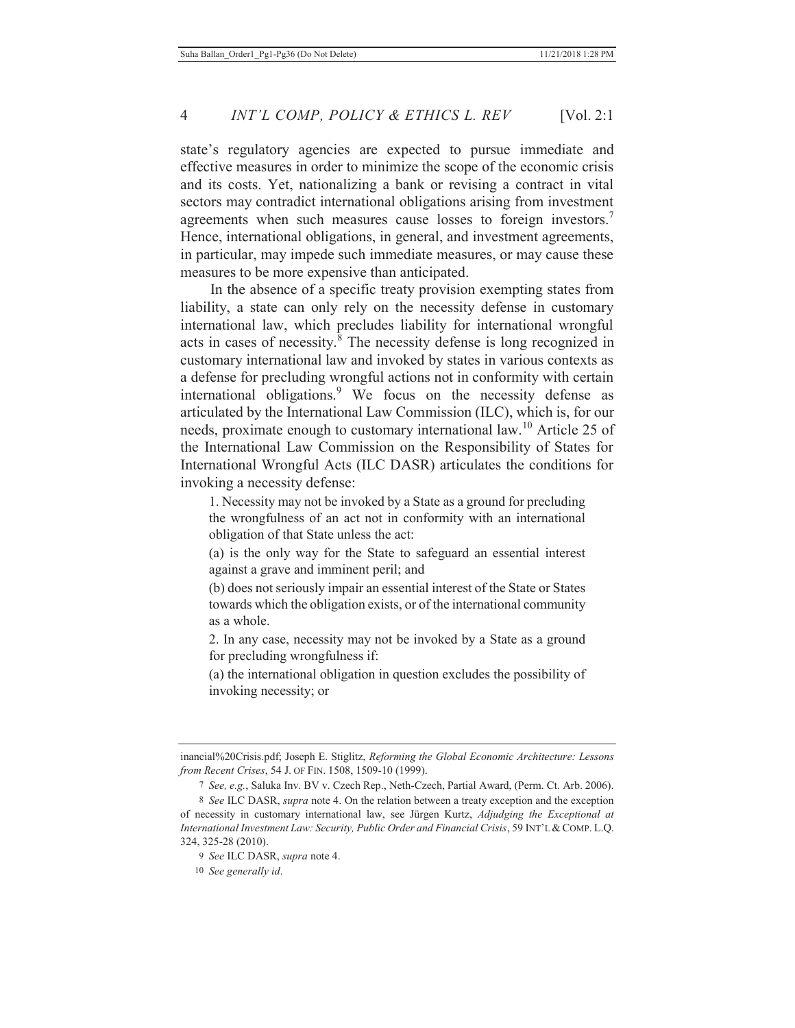state's regulatory agencies are expected to pursue immediate and effective measures in order to minimize the scope of the economic crisis and its costs. Yet, nationalizing a bank or revising a contract in vital sectors may contradict international obligations arising from investment agreements when such measures cause losses to foreign investors.[7] Hence, international obligations, in general, and investment agreements, in particular, may impede such immediate measures, or may cause these measures to be more expensive than anticipated.

In the absence of a specific treaty provision exempting states from liability, a state can only rely on the necessity defense in customary international law, which precludes liability for international wrongful acts in cases of necessity.[8] The necessity defense is long recognized in customary international law and invoked by states in various contexts as a defense for precluding wrongful actions not in conformity with certain international obligations.[9] We focus on the necessity defense as articulated by the International Law Commission (ILC), which is, for our needs, proximate enough to customary international law.[10] Article 25 of the International Law Commission on the Responsibility of States for International Wrongful Acts (ILC DASR) articulates the conditions for invoking a necessity defense:

> 1. Necessity may not be invoked by a State as a ground for precluding the wrongfulness of an act not in conformity with an international obligation of that State unless the act:
>
> (a) is the only way for the State to safeguard an essential interest against a grave and imminent peril; and
>
> (b) does not seriously impair an essential interest of the State or States towards which the obligation exists, or of the international community as a whole.
>
> 2. In any case, necessity may not be invoked by a State as a ground for precluding wrongfulness if:
>
> (a) the international obligation in question excludes the possibility of invoking necessity; or

---

inancial%20Crisis.pdf; Joseph E. Stiglitz, *Reforming the Global Economic Architecture: Lessons from Recent Crises*, 54 J. OF FIN. 1508, 1509-10 (1999).

7 *See, e.g.*, Saluka Inv. BV v. Czech Rep., Neth-Czech, Partial Award, (Perm. Ct. Arb. 2006).

8 *See* ILC DASR, *supra* note 4. On the relation between a treaty exception and the exception of necessity in customary international law, see Jürgen Kurtz, *Adjudging the Exceptional at International Investment Law: Security, Public Order and Financial Crisis*, 59 INT'L & COMP. L.Q. 324, 325-28 (2010).

9 *See* ILC DASR, *supra* note 4.

10 *See generally id*.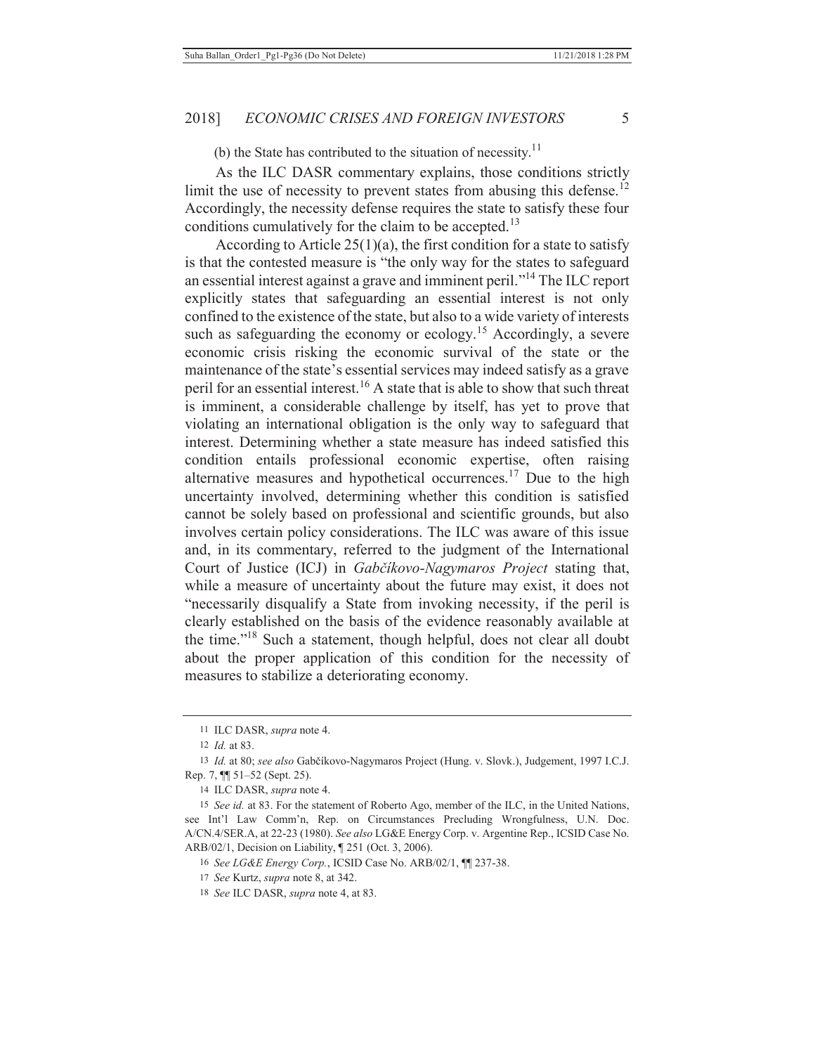(b) the State has contributed to the situation of necessity.[11]

As the ILC DASR commentary explains, those conditions strictly limit the use of necessity to prevent states from abusing this defense.[12] Accordingly, the necessity defense requires the state to satisfy these four conditions cumulatively for the claim to be accepted.[13]

According to Article 25(1)(a), the first condition for a state to satisfy is that the contested measure is "the only way for the states to safeguard an essential interest against a grave and imminent peril."[14] The ILC report explicitly states that safeguarding an essential interest is not only confined to the existence of the state, but also to a wide variety of interests such as safeguarding the economy or ecology.[15] Accordingly, a severe economic crisis risking the economic survival of the state or the maintenance of the state's essential services may indeed satisfy as a grave peril for an essential interest.[16] A state that is able to show that such threat is imminent, a considerable challenge by itself, has yet to prove that violating an international obligation is the only way to safeguard that interest. Determining whether a state measure has indeed satisfied this condition entails professional economic expertise, often raising alternative measures and hypothetical occurrences.[17] Due to the high uncertainty involved, determining whether this condition is satisfied cannot be solely based on professional and scientific grounds, but also involves certain policy considerations. The ILC was aware of this issue and, in its commentary, referred to the judgment of the International Court of Justice (ICJ) in *Gabčíkovo-Nagymaros Project* stating that, while a measure of uncertainty about the future may exist, it does not "necessarily disqualify a State from invoking necessity, if the peril is clearly established on the basis of the evidence reasonably available at the time."[18] Such a statement, though helpful, does not clear all doubt about the proper application of this condition for the necessity of measures to stabilize a deteriorating economy.

---

11 ILC DASR, *supra* note 4.

12 *Id.* at 83.

13 *Id.* at 80; *see also* Gabčíkovo-Nagymaros Project (Hung. v. Slovk.), Judgement, 1997 I.C.J. Rep. 7, ¶¶ 51–52 (Sept. 25).

14 ILC DASR, *supra* note 4.

15 *See id.* at 83. For the statement of Roberto Ago, member of the ILC, in the United Nations, see Int'l Law Comm'n, Rep. on Circumstances Precluding Wrongfulness, U.N. Doc. A/CN.4/SER.A, at 22-23 (1980). *See also* LG&E Energy Corp. v. Argentine Rep., ICSID Case No. ARB/02/1, Decision on Liability, ¶ 251 (Oct. 3, 2006).

16 *See LG&E Energy Corp.*, ICSID Case No. ARB/02/1, ¶¶ 237-38.

17 *See* Kurtz, *supra* note 8, at 342.

18 *See* ILC DASR, *supra* note 4, at 83.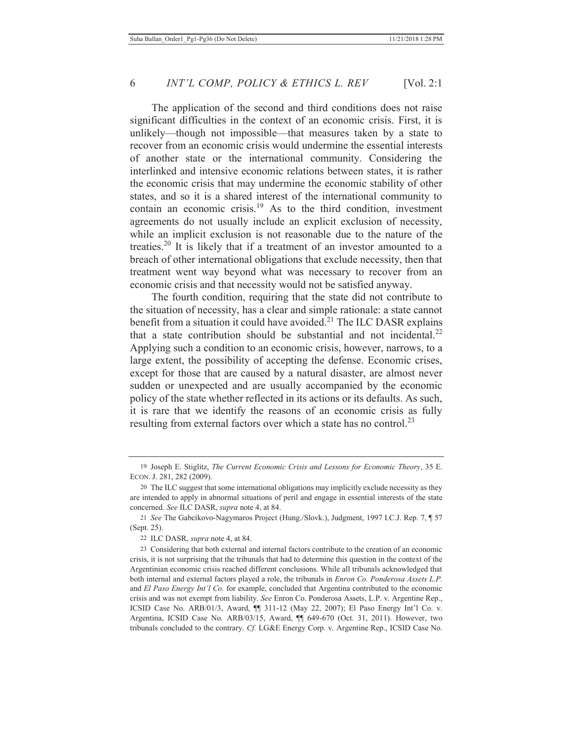The application of the second and third conditions does not raise significant difficulties in the context of an economic crisis. First, it is unlikely—though not impossible—that measures taken by a state to recover from an economic crisis would undermine the essential interests of another state or the international community. Considering the interlinked and intensive economic relations between states, it is rather the economic crisis that may undermine the economic stability of other states, and so it is a shared interest of the international community to contain an economic crisis.[19] As to the third condition, investment agreements do not usually include an explicit exclusion of necessity, while an implicit exclusion is not reasonable due to the nature of the treaties.[20] It is likely that if a treatment of an investor amounted to a breach of other international obligations that exclude necessity, then that treatment went way beyond what was necessary to recover from an economic crisis and that necessity would not be satisfied anyway.

The fourth condition, requiring that the state did not contribute to the situation of necessity, has a clear and simple rationale: a state cannot benefit from a situation it could have avoided.[21] The ILC DASR explains that a state contribution should be substantial and not incidental.[22] Applying such a condition to an economic crisis, however, narrows, to a large extent, the possibility of accepting the defense. Economic crises, except for those that are caused by a natural disaster, are almost never sudden or unexpected and are usually accompanied by the economic policy of the state whether reflected in its actions or its defaults. As such, it is rare that we identify the reasons of an economic crisis as fully resulting from external factors over which a state has no control.[23]

---

19 Joseph E. Stiglitz, *The Current Economic Crisis and Lessons for Economic Theory*, 35 E. ECON. J. 281, 282 (2009).

20 The ILC suggest that some international obligations may implicitly exclude necessity as they are intended to apply in abnormal situations of peril and engage in essential interests of the state concerned. *See* ILC DASR, *supra* note 4, at 84.

21 *See* The Gabcíkovo-Nagymaros Project (Hung./Slovk.), Judgment, 1997 I.C.J. Rep. 7, ¶ 57 (Sept. 25).

22 ILC DASR, *supra* note 4, at 84.

23 Considering that both external and internal factors contribute to the creation of an economic crisis, it is not surprising that the tribunals that had to determine this question in the context of the Argentinian economic crisis reached different conclusions. While all tribunals acknowledged that both internal and external factors played a role, the tribunals in *Enron Co. Ponderosa Assets L.P.* and *El Paso Energy Int'l Co.* for example, concluded that Argentina contributed to the economic crisis and was not exempt from liability. *See* Enron Co. Ponderosa Assets, L.P. v. Argentine Rep., ICSID Case No. ARB/01/3, Award, ¶¶ 311-12 (May 22, 2007); El Paso Energy Int'l Co. v. Argentina, ICSID Case No. ARB/03/15, Award, ¶¶ 649-670 (Oct. 31, 2011). However, two tribunals concluded to the contrary. *Cf.* LG&E Energy Corp. v. Argentine Rep., ICSID Case No.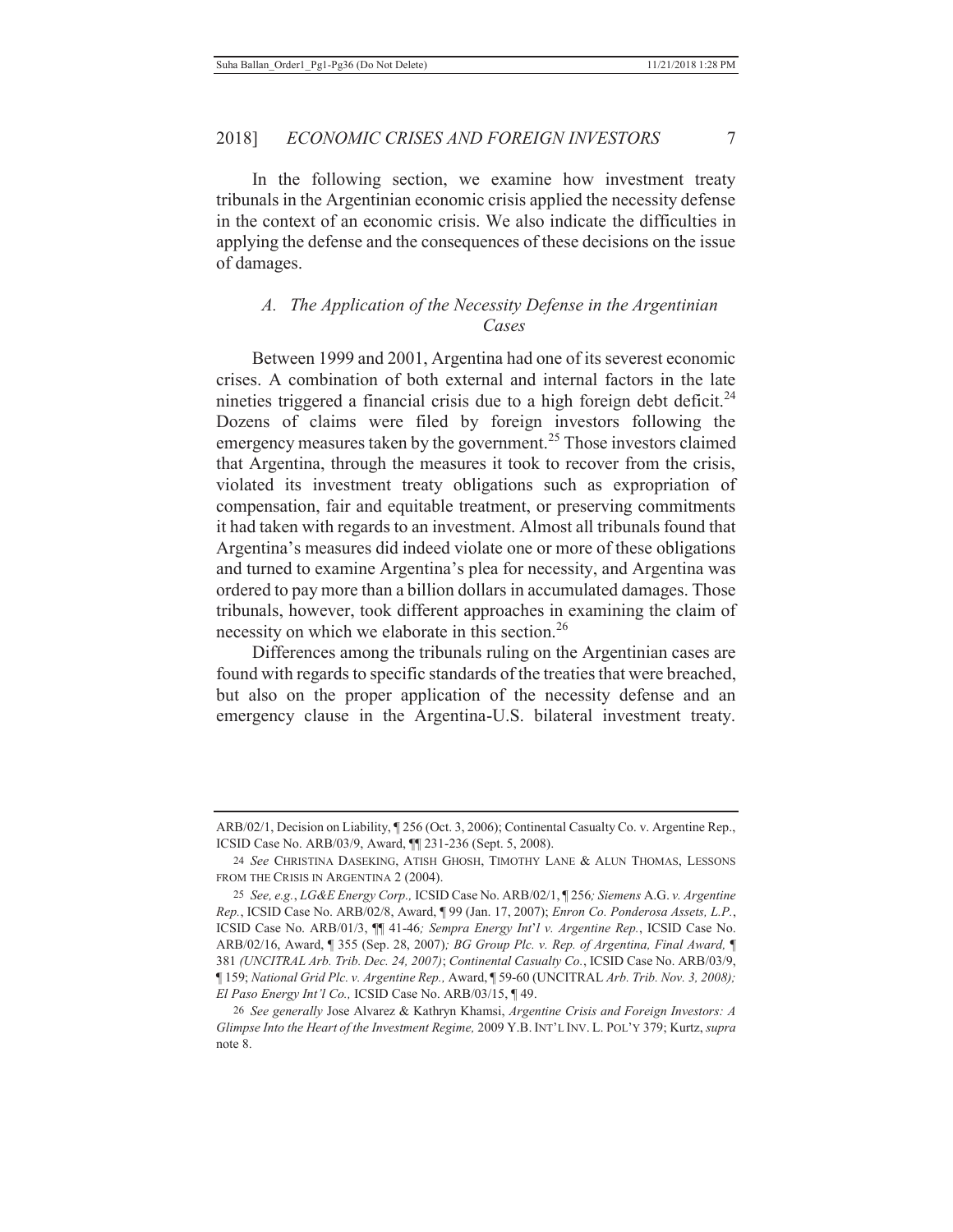In the following section, we examine how investment treaty tribunals in the Argentinian economic crisis applied the necessity defense in the context of an economic crisis. We also indicate the difficulties in applying the defense and the consequences of these decisions on the issue of damages.

### *A. The Application of the Necessity Defense in the Argentinian Cases*

Between 1999 and 2001, Argentina had one of its severest economic crises. A combination of both external and internal factors in the late nineties triggered a financial crisis due to a high foreign debt deficit.[24] Dozens of claims were filed by foreign investors following the emergency measures taken by the government.[25] Those investors claimed that Argentina, through the measures it took to recover from the crisis, violated its investment treaty obligations such as expropriation of compensation, fair and equitable treatment, or preserving commitments it had taken with regards to an investment. Almost all tribunals found that Argentina's measures did indeed violate one or more of these obligations and turned to examine Argentina's plea for necessity, and Argentina was ordered to pay more than a billion dollars in accumulated damages. Those tribunals, however, took different approaches in examining the claim of necessity on which we elaborate in this section.[26]

Differences among the tribunals ruling on the Argentinian cases are found with regards to specific standards of the treaties that were breached, but also on the proper application of the necessity defense and an emergency clause in the Argentina-U.S. bilateral investment treaty.

---

ARB/02/1, Decision on Liability, ¶ 256 (Oct. 3, 2006); Continental Casualty Co. v. Argentine Rep., ICSID Case No. ARB/03/9, Award, ¶¶ 231-236 (Sept. 5, 2008).

24 *See* CHRISTINA DASEKING, ATISH GHOSH, TIMOTHY LANE & ALUN THOMAS, LESSONS FROM THE CRISIS IN ARGENTINA 2 (2004).

25 *See, e.g.*, *LG&E Energy Corp.,* ICSID Case No. ARB/02/1, ¶ 256*; Siemens* A.G. *v. Argentine Rep.*, ICSID Case No. ARB/02/8, Award, ¶ 99 (Jan. 17, 2007); *Enron Co. Ponderosa Assets, L.P.*, ICSID Case No. ARB/01/3, ¶¶ 41-46*; Sempra Energy Int'l v. Argentine Rep.*, ICSID Case No. ARB/02/16, Award, ¶ 355 (Sep. 28, 2007)*; BG Group Plc. v. Rep. of Argentina, Final Award,* ¶ 381 *(UNCITRAL Arb. Trib. Dec. 24, 2007)*; *Continental Casualty Co.*, ICSID Case No. ARB/03/9, ¶ 159; *National Grid Plc. v. Argentine Rep.,* Award, ¶ 59-60 (UNCITRAL *Arb. Trib. Nov. 3, 2008); El Paso Energy Int'l Co.,* ICSID Case No. ARB/03/15, ¶ 49.

26 *See generally* Jose Alvarez & Kathryn Khamsi, *Argentine Crisis and Foreign Investors: A Glimpse Into the Heart of the Investment Regime,* 2009 Y.B. INT'L INV. L. POL'Y 379; Kurtz, *supra* note 8.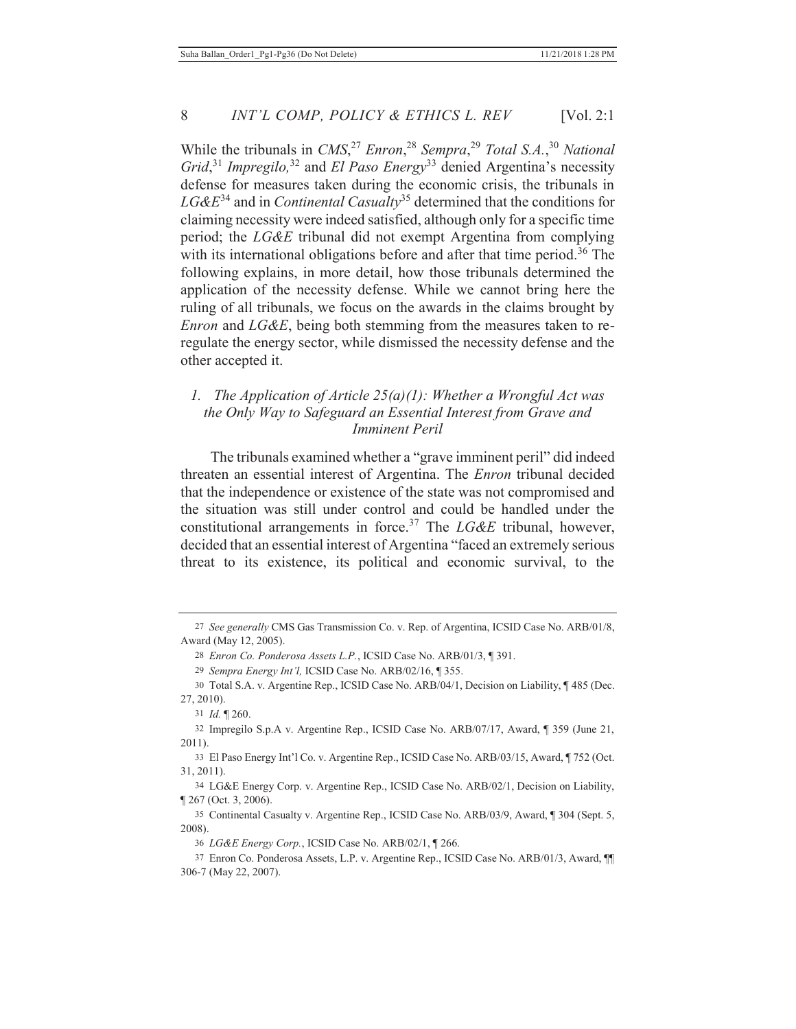While the tribunals in *CMS*,[27] *Enron*,[28] *Sempra*,[29] *Total S.A.*,[30] *National Grid*,[31] *Impregilo,*[32] and *El Paso Energy*[33] denied Argentina's necessity defense for measures taken during the economic crisis, the tribunals in *LG&E*[34] and in *Continental Casualty*[35] determined that the conditions for claiming necessity were indeed satisfied, although only for a specific time period; the *LG&E* tribunal did not exempt Argentina from complying with its international obligations before and after that time period.[36] The following explains, in more detail, how those tribunals determined the application of the necessity defense. While we cannot bring here the ruling of all tribunals, we focus on the awards in the claims brought by *Enron* and *LG&E*, being both stemming from the measures taken to re-regulate the energy sector, while dismissed the necessity defense and the other accepted it.

### *1. The Application of Article 25(a)(1): Whether a Wrongful Act was the Only Way to Safeguard an Essential Interest from Grave and Imminent Peril*

The tribunals examined whether a "grave imminent peril" did indeed threaten an essential interest of Argentina. The *Enron* tribunal decided that the independence or existence of the state was not compromised and the situation was still under control and could be handled under the constitutional arrangements in force.[37] The *LG&E* tribunal, however, decided that an essential interest of Argentina "faced an extremely serious threat to its existence, its political and economic survival, to the

---

27 *See generally* CMS Gas Transmission Co. v. Rep. of Argentina, ICSID Case No. ARB/01/8, Award (May 12, 2005).

28 *Enron Co. Ponderosa Assets L.P.*, ICSID Case No. ARB/01/3, ¶ 391.

29 *Sempra Energy Int'l,* ICSID Case No. ARB/02/16, ¶ 355.

30 Total S.A. v. Argentine Rep., ICSID Case No. ARB/04/1, Decision on Liability, ¶ 485 (Dec. 27, 2010).

31 *Id.* ¶ 260.

32 Impregilo S.p.A v. Argentine Rep., ICSID Case No. ARB/07/17, Award, ¶ 359 (June 21, 2011).

33 El Paso Energy Int'l Co. v. Argentine Rep., ICSID Case No. ARB/03/15, Award, ¶ 752 (Oct. 31, 2011).

34 LG&E Energy Corp. v. Argentine Rep., ICSID Case No. ARB/02/1, Decision on Liability, ¶ 267 (Oct. 3, 2006).

35 Continental Casualty v. Argentine Rep., ICSID Case No. ARB/03/9, Award, ¶ 304 (Sept. 5, 2008).

36 *LG&E Energy Corp.*, ICSID Case No. ARB/02/1, ¶ 266.

37 Enron Co. Ponderosa Assets, L.P. v. Argentine Rep., ICSID Case No. ARB/01/3, Award, ¶¶ 306-7 (May 22, 2007).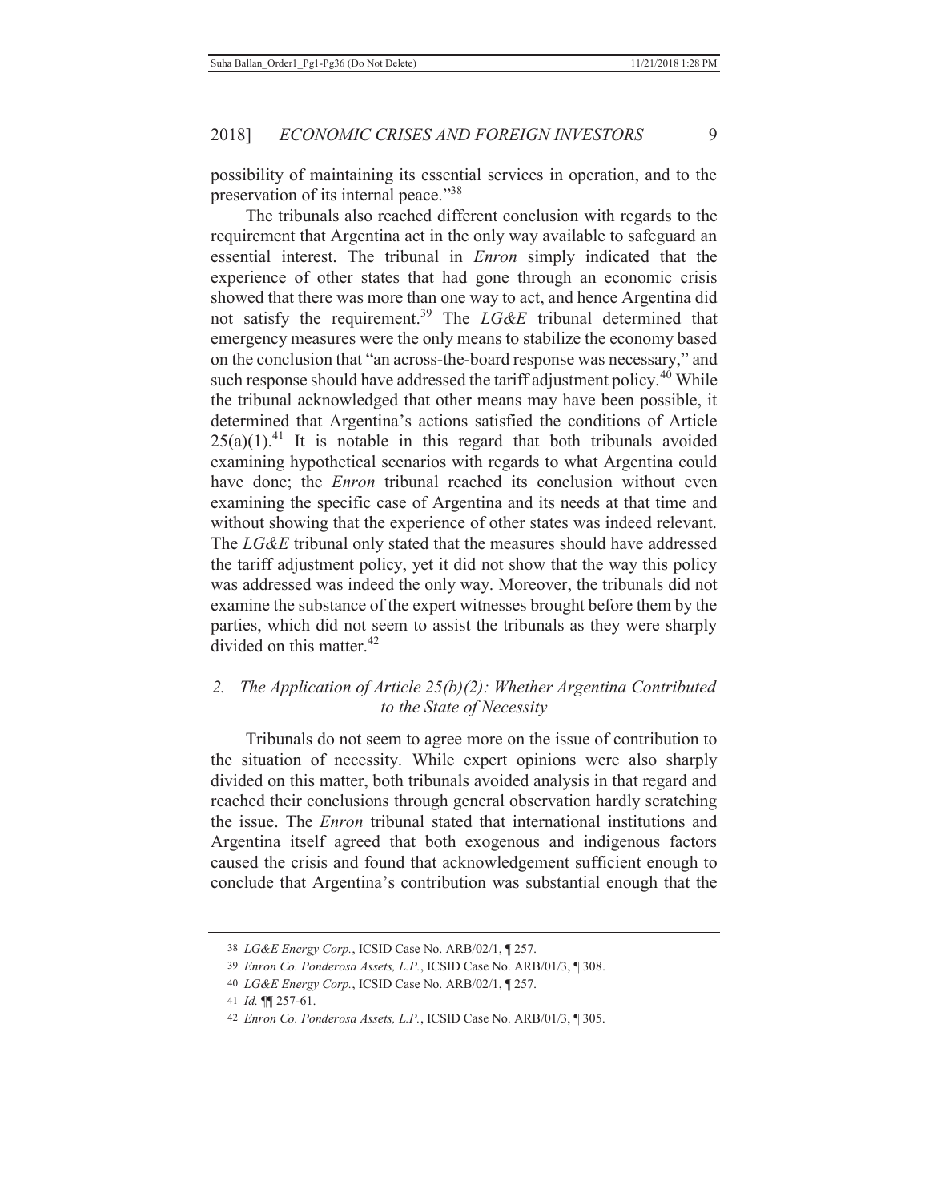possibility of maintaining its essential services in operation, and to the preservation of its internal peace."[38]

The tribunals also reached different conclusion with regards to the requirement that Argentina act in the only way available to safeguard an essential interest. The tribunal in *Enron* simply indicated that the experience of other states that had gone through an economic crisis showed that there was more than one way to act, and hence Argentina did not satisfy the requirement.[39] The *LG&E* tribunal determined that emergency measures were the only means to stabilize the economy based on the conclusion that "an across-the-board response was necessary," and such response should have addressed the tariff adjustment policy.[40] While the tribunal acknowledged that other means may have been possible, it determined that Argentina's actions satisfied the conditions of Article 25(a)(1).[41] It is notable in this regard that both tribunals avoided examining hypothetical scenarios with regards to what Argentina could have done; the *Enron* tribunal reached its conclusion without even examining the specific case of Argentina and its needs at that time and without showing that the experience of other states was indeed relevant. The *LG&E* tribunal only stated that the measures should have addressed the tariff adjustment policy, yet it did not show that the way this policy was addressed was indeed the only way. Moreover, the tribunals did not examine the substance of the expert witnesses brought before them by the parties, which did not seem to assist the tribunals as they were sharply divided on this matter.[42]

### *2. The Application of Article 25(b)(2): Whether Argentina Contributed to the State of Necessity*

Tribunals do not seem to agree more on the issue of contribution to the situation of necessity. While expert opinions were also sharply divided on this matter, both tribunals avoided analysis in that regard and reached their conclusions through general observation hardly scratching the issue. The *Enron* tribunal stated that international institutions and Argentina itself agreed that both exogenous and indigenous factors caused the crisis and found that acknowledgement sufficient enough to conclude that Argentina's contribution was substantial enough that the

---

38 *LG&E Energy Corp.*, ICSID Case No. ARB/02/1, ¶ 257.

39 *Enron Co. Ponderosa Assets, L.P.*, ICSID Case No. ARB/01/3, ¶ 308.

40 *LG&E Energy Corp.*, ICSID Case No. ARB/02/1, ¶ 257.

41 *Id.* ¶¶ 257-61.

42 *Enron Co. Ponderosa Assets, L.P.*, ICSID Case No. ARB/01/3, ¶ 305.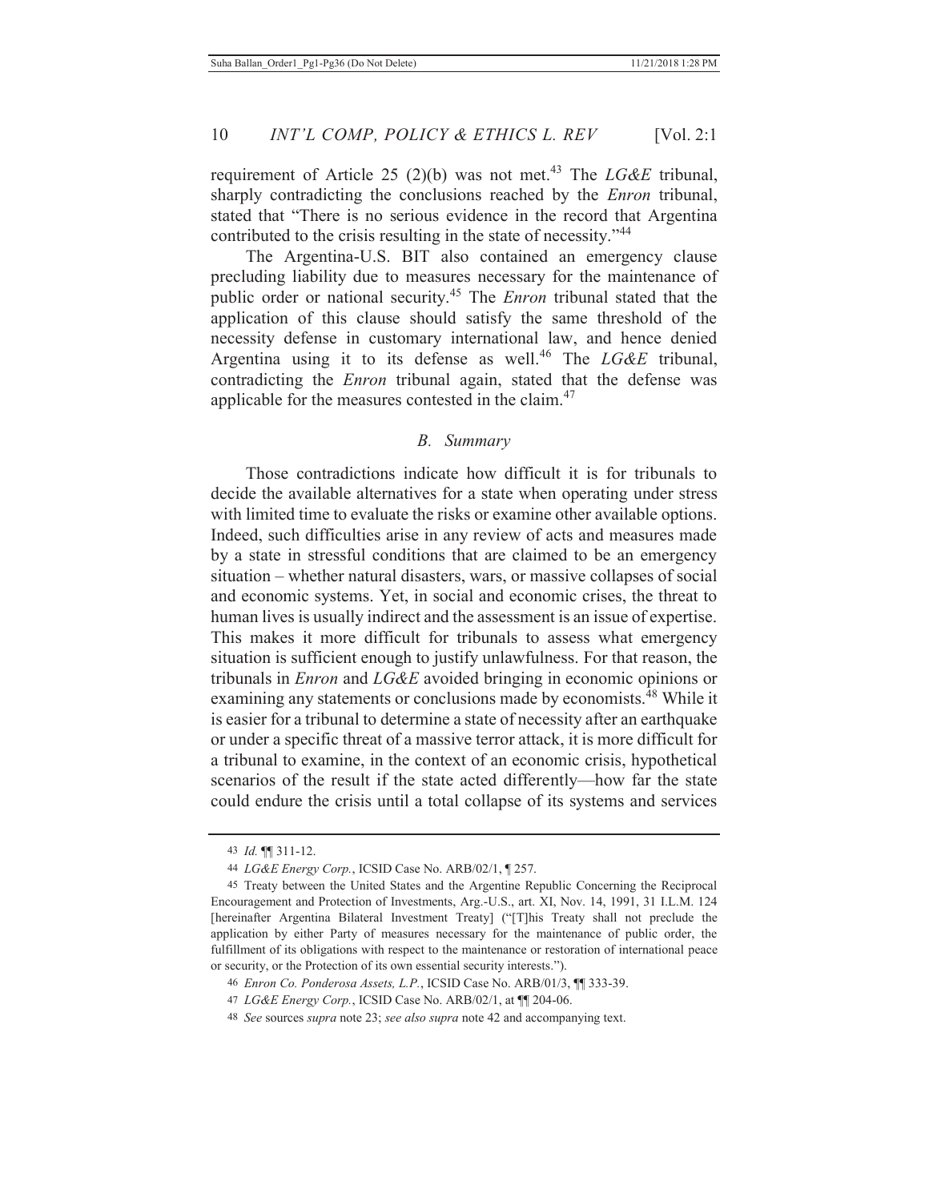requirement of Article 25 (2)(b) was not met.[43] The *LG&E* tribunal, sharply contradicting the conclusions reached by the *Enron* tribunal, stated that "There is no serious evidence in the record that Argentina contributed to the crisis resulting in the state of necessity."[44]

The Argentina-U.S. BIT also contained an emergency clause precluding liability due to measures necessary for the maintenance of public order or national security.[45] The *Enron* tribunal stated that the application of this clause should satisfy the same threshold of the necessity defense in customary international law, and hence denied Argentina using it to its defense as well.[46] The *LG&E* tribunal, contradicting the *Enron* tribunal again, stated that the defense was applicable for the measures contested in the claim.[47]

### *B. Summary*

Those contradictions indicate how difficult it is for tribunals to decide the available alternatives for a state when operating under stress with limited time to evaluate the risks or examine other available options. Indeed, such difficulties arise in any review of acts and measures made by a state in stressful conditions that are claimed to be an emergency situation – whether natural disasters, wars, or massive collapses of social and economic systems. Yet, in social and economic crises, the threat to human lives is usually indirect and the assessment is an issue of expertise. This makes it more difficult for tribunals to assess what emergency situation is sufficient enough to justify unlawfulness. For that reason, the tribunals in *Enron* and *LG&E* avoided bringing in economic opinions or examining any statements or conclusions made by economists.[48] While it is easier for a tribunal to determine a state of necessity after an earthquake or under a specific threat of a massive terror attack, it is more difficult for a tribunal to examine, in the context of an economic crisis, hypothetical scenarios of the result if the state acted differently—how far the state could endure the crisis until a total collapse of its systems and services

---

43 *Id.* ¶¶ 311-12.

44 *LG&E Energy Corp.*, ICSID Case No. ARB/02/1, ¶ 257.

45 Treaty between the United States and the Argentine Republic Concerning the Reciprocal Encouragement and Protection of Investments, Arg.-U.S., art. XI, Nov. 14, 1991, 31 I.L.M. 124 [hereinafter Argentina Bilateral Investment Treaty] ("[T]his Treaty shall not preclude the application by either Party of measures necessary for the maintenance of public order, the fulfillment of its obligations with respect to the maintenance or restoration of international peace or security, or the Protection of its own essential security interests.").

46 *Enron Co. Ponderosa Assets, L.P.*, ICSID Case No. ARB/01/3, ¶¶ 333-39.

47 *LG&E Energy Corp.*, ICSID Case No. ARB/02/1, at ¶¶ 204-06.

48 *See* sources *supra* note 23; *see also supra* note 42 and accompanying text.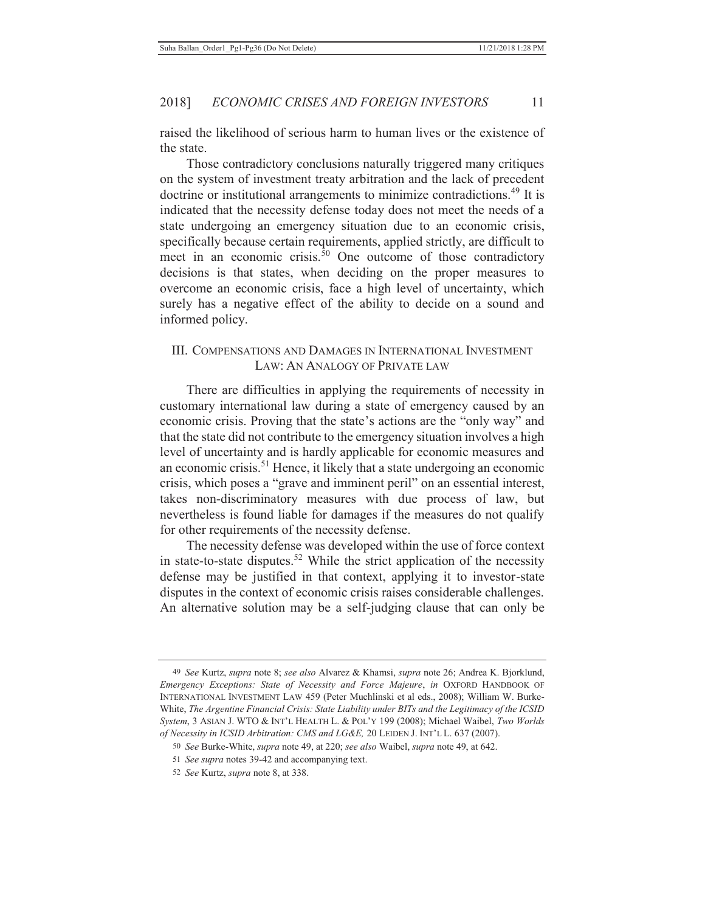raised the likelihood of serious harm to human lives or the existence of the state.

Those contradictory conclusions naturally triggered many critiques on the system of investment treaty arbitration and the lack of precedent doctrine or institutional arrangements to minimize contradictions.[49] It is indicated that the necessity defense today does not meet the needs of a state undergoing an emergency situation due to an economic crisis, specifically because certain requirements, applied strictly, are difficult to meet in an economic crisis.[50] One outcome of those contradictory decisions is that states, when deciding on the proper measures to overcome an economic crisis, face a high level of uncertainty, which surely has a negative effect of the ability to decide on a sound and informed policy.

## III. COMPENSATIONS AND DAMAGES IN INTERNATIONAL INVESTMENT LAW: AN ANALOGY OF PRIVATE LAW

There are difficulties in applying the requirements of necessity in customary international law during a state of emergency caused by an economic crisis. Proving that the state's actions are the "only way" and that the state did not contribute to the emergency situation involves a high level of uncertainty and is hardly applicable for economic measures and an economic crisis.[51] Hence, it likely that a state undergoing an economic crisis, which poses a "grave and imminent peril" on an essential interest, takes non-discriminatory measures with due process of law, but nevertheless is found liable for damages if the measures do not qualify for other requirements of the necessity defense.

The necessity defense was developed within the use of force context in state-to-state disputes.[52] While the strict application of the necessity defense may be justified in that context, applying it to investor-state disputes in the context of economic crisis raises considerable challenges. An alternative solution may be a self-judging clause that can only be

---

49 *See* Kurtz, *supra* note 8; *see also* Alvarez & Khamsi, *supra* note 26; Andrea K. Bjorklund, *Emergency Exceptions: State of Necessity and Force Majeure*, *in* OXFORD HANDBOOK OF INTERNATIONAL INVESTMENT LAW 459 (Peter Muchlinski et al eds., 2008); William W. Burke-White, *The Argentine Financial Crisis: State Liability under BITs and the Legitimacy of the ICSID System*, 3 ASIAN J. WTO & INT'L HEALTH L. & POL'Y 199 (2008); Michael Waibel, *Two Worlds of Necessity in ICSID Arbitration: CMS and LG&E,* 20 LEIDEN J. INT'L L. 637 (2007).

50 *See* Burke-White, *supra* note 49, at 220; *see also* Waibel, *supra* note 49, at 642.

51 *See supra* notes 39-42 and accompanying text.

52 *See* Kurtz, *supra* note 8, at 338.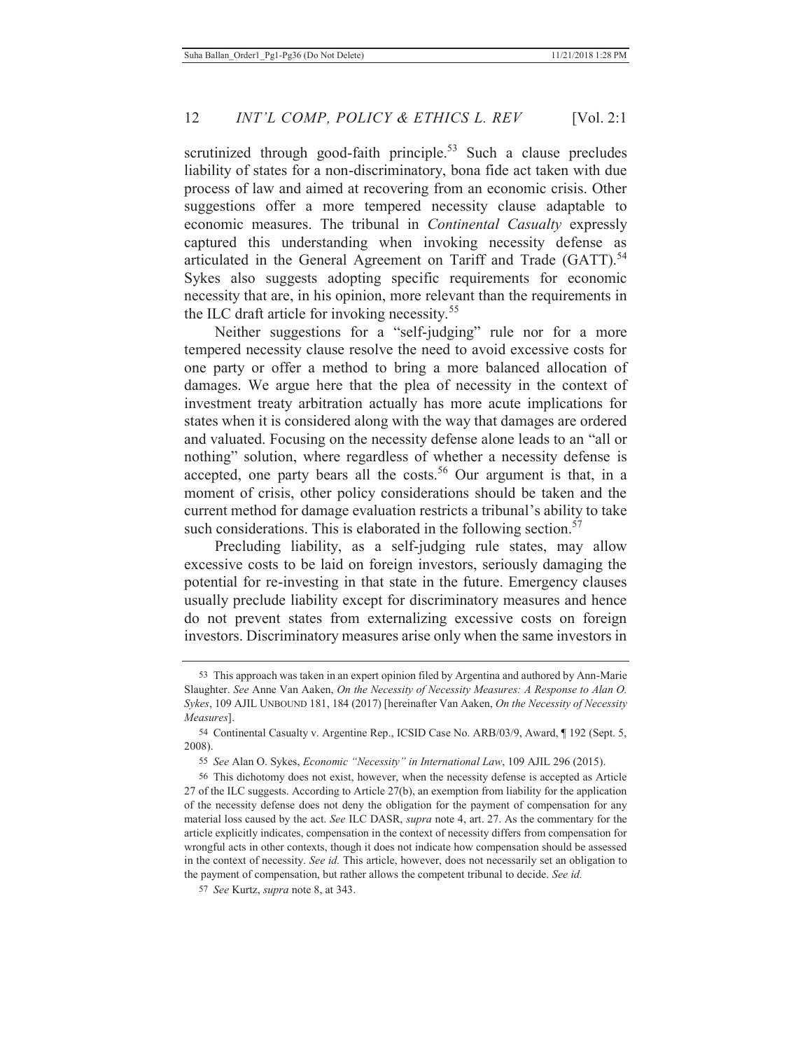scrutinized through good-faith principle.[53] Such a clause precludes liability of states for a non-discriminatory, bona fide act taken with due process of law and aimed at recovering from an economic crisis. Other suggestions offer a more tempered necessity clause adaptable to economic measures. The tribunal in *Continental Casualty* expressly captured this understanding when invoking necessity defense as articulated in the General Agreement on Tariff and Trade (GATT).[54] Sykes also suggests adopting specific requirements for economic necessity that are, in his opinion, more relevant than the requirements in the ILC draft article for invoking necessity.[55]

Neither suggestions for a "self-judging" rule nor for a more tempered necessity clause resolve the need to avoid excessive costs for one party or offer a method to bring a more balanced allocation of damages. We argue here that the plea of necessity in the context of investment treaty arbitration actually has more acute implications for states when it is considered along with the way that damages are ordered and valuated. Focusing on the necessity defense alone leads to an "all or nothing" solution, where regardless of whether a necessity defense is accepted, one party bears all the costs.[56] Our argument is that, in a moment of crisis, other policy considerations should be taken and the current method for damage evaluation restricts a tribunal's ability to take such considerations. This is elaborated in the following section.[57]

Precluding liability, as a self-judging rule states, may allow excessive costs to be laid on foreign investors, seriously damaging the potential for re-investing in that state in the future. Emergency clauses usually preclude liability except for discriminatory measures and hence do not prevent states from externalizing excessive costs on foreign investors. Discriminatory measures arise only when the same investors in

---

53 This approach was taken in an expert opinion filed by Argentina and authored by Ann-Marie Slaughter. *See* Anne Van Aaken, *On the Necessity of Necessity Measures: A Response to Alan O. Sykes*, 109 AJIL UNBOUND 181, 184 (2017) [hereinafter Van Aaken, *On the Necessity of Necessity Measures*].

54 Continental Casualty v. Argentine Rep., ICSID Case No. ARB/03/9, Award, ¶ 192 (Sept. 5, 2008).

55 *See* Alan O. Sykes, *Economic "Necessity" in International Law*, 109 AJIL 296 (2015).

56 This dichotomy does not exist, however, when the necessity defense is accepted as Article 27 of the ILC suggests. According to Article 27(b), an exemption from liability for the application of the necessity defense does not deny the obligation for the payment of compensation for any material loss caused by the act. *See* ILC DASR, *supra* note 4, art. 27. As the commentary for the article explicitly indicates, compensation in the context of necessity differs from compensation for wrongful acts in other contexts, though it does not indicate how compensation should be assessed in the context of necessity. *See id.* This article, however, does not necessarily set an obligation to the payment of compensation, but rather allows the competent tribunal to decide. *See id.*

57 *See* Kurtz, *supra* note 8, at 343.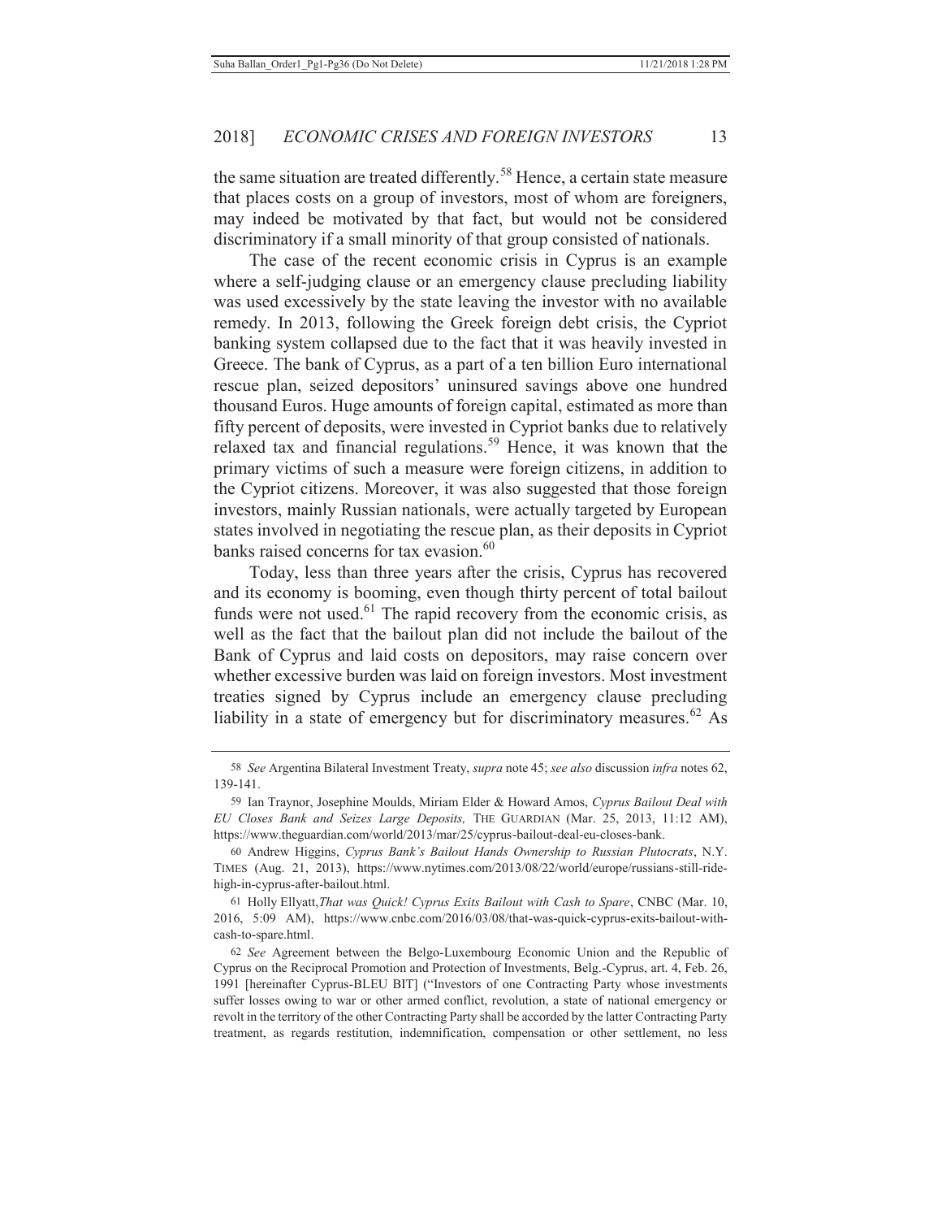the same situation are treated differently.[58] Hence, a certain state measure that places costs on a group of investors, most of whom are foreigners, may indeed be motivated by that fact, but would not be considered discriminatory if a small minority of that group consisted of nationals.

The case of the recent economic crisis in Cyprus is an example where a self-judging clause or an emergency clause precluding liability was used excessively by the state leaving the investor with no available remedy. In 2013, following the Greek foreign debt crisis, the Cypriot banking system collapsed due to the fact that it was heavily invested in Greece. The bank of Cyprus, as a part of a ten billion Euro international rescue plan, seized depositors' uninsured savings above one hundred thousand Euros. Huge amounts of foreign capital, estimated as more than fifty percent of deposits, were invested in Cypriot banks due to relatively relaxed tax and financial regulations.[59] Hence, it was known that the primary victims of such a measure were foreign citizens, in addition to the Cypriot citizens. Moreover, it was also suggested that those foreign investors, mainly Russian nationals, were actually targeted by European states involved in negotiating the rescue plan, as their deposits in Cypriot banks raised concerns for tax evasion.[60]

Today, less than three years after the crisis, Cyprus has recovered and its economy is booming, even though thirty percent of total bailout funds were not used.[61] The rapid recovery from the economic crisis, as well as the fact that the bailout plan did not include the bailout of the Bank of Cyprus and laid costs on depositors, may raise concern over whether excessive burden was laid on foreign investors. Most investment treaties signed by Cyprus include an emergency clause precluding liability in a state of emergency but for discriminatory measures.[62] As

---

58 *See* Argentina Bilateral Investment Treaty, *supra* note 45; *see also* discussion *infra* notes 62, 139-141.

59 Ian Traynor, Josephine Moulds, Miriam Elder & Howard Amos, *Cyprus Bailout Deal with EU Closes Bank and Seizes Large Deposits,* THE GUARDIAN (Mar. 25, 2013, 11:12 AM), https://www.theguardian.com/world/2013/mar/25/cyprus-bailout-deal-eu-closes-bank.

60 Andrew Higgins, *Cyprus Bank's Bailout Hands Ownership to Russian Plutocrats*, N.Y. TIMES (Aug. 21, 2013), https://www.nytimes.com/2013/08/22/world/europe/russians-still-ride-high-in-cyprus-after-bailout.html.

61 Holly Ellyatt, *That was Quick! Cyprus Exits Bailout with Cash to Spare*, CNBC (Mar. 10, 2016, 5:09 AM), https://www.cnbc.com/2016/03/08/that-was-quick-cyprus-exits-bailout-with-cash-to-spare.html.

62 *See* Agreement between the Belgo-Luxembourg Economic Union and the Republic of Cyprus on the Reciprocal Promotion and Protection of Investments, Belg.-Cyprus, art. 4, Feb. 26, 1991 [hereinafter Cyprus-BLEU BIT] ("Investors of one Contracting Party whose investments suffer losses owing to war or other armed conflict, revolution, a state of national emergency or revolt in the territory of the other Contracting Party shall be accorded by the latter Contracting Party treatment, as regards restitution, indemnification, compensation or other settlement, no less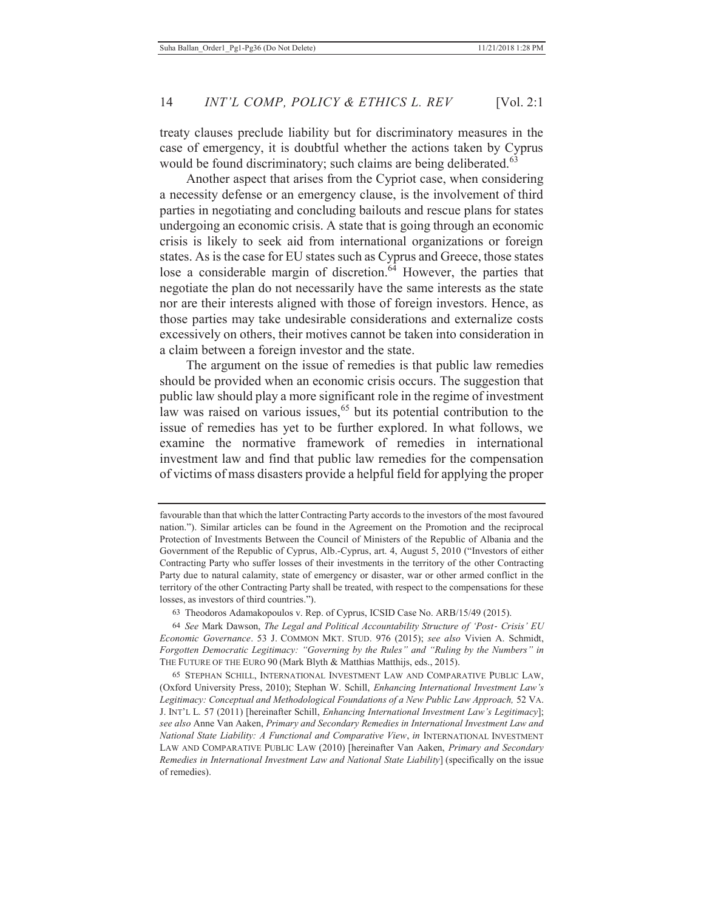treaty clauses preclude liability but for discriminatory measures in the case of emergency, it is doubtful whether the actions taken by Cyprus would be found discriminatory; such claims are being deliberated.[63]

Another aspect that arises from the Cypriot case, when considering a necessity defense or an emergency clause, is the involvement of third parties in negotiating and concluding bailouts and rescue plans for states undergoing an economic crisis. A state that is going through an economic crisis is likely to seek aid from international organizations or foreign states. As is the case for EU states such as Cyprus and Greece, those states lose a considerable margin of discretion.[64] However, the parties that negotiate the plan do not necessarily have the same interests as the state nor are their interests aligned with those of foreign investors. Hence, as those parties may take undesirable considerations and externalize costs excessively on others, their motives cannot be taken into consideration in a claim between a foreign investor and the state.

The argument on the issue of remedies is that public law remedies should be provided when an economic crisis occurs. The suggestion that public law should play a more significant role in the regime of investment law was raised on various issues,[65] but its potential contribution to the issue of remedies has yet to be further explored. In what follows, we examine the normative framework of remedies in international investment law and find that public law remedies for the compensation of victims of mass disasters provide a helpful field for applying the proper

---

favourable than that which the latter Contracting Party accords to the investors of the most favoured nation."). Similar articles can be found in the Agreement on the Promotion and the reciprocal Protection of Investments Between the Council of Ministers of the Republic of Albania and the Government of the Republic of Cyprus, Alb.-Cyprus, art. 4, August 5, 2010 ("Investors of either Contracting Party who suffer losses of their investments in the territory of the other Contracting Party due to natural calamity, state of emergency or disaster, war or other armed conflict in the territory of the other Contracting Party shall be treated, with respect to the compensations for these losses, as investors of third countries.").

63 Theodoros Adamakopoulos v. Rep. of Cyprus, ICSID Case No. ARB/15/49 (2015).

64 *See* Mark Dawson, *The Legal and Political Accountability Structure of 'Post- Crisis' EU Economic Governance*. 53 J. COMMON MKT. STUD. 976 (2015); *see also* Vivien A. Schmidt, *Forgotten Democratic Legitimacy: "Governing by the Rules" and "Ruling by the Numbers" in* THE FUTURE OF THE EURO 90 (Mark Blyth & Matthias Matthijs, eds., 2015).

65 STEPHAN SCHILL, INTERNATIONAL INVESTMENT LAW AND COMPARATIVE PUBLIC LAW, (Oxford University Press, 2010); Stephan W. Schill, *Enhancing International Investment Law's Legitimacy: Conceptual and Methodological Foundations of a New Public Law Approach,* 52 VA. J. INT'L L. 57 (2011) [hereinafter Schill, *Enhancing International Investment Law's Legitimacy*]; *see also* Anne Van Aaken, *Primary and Secondary Remedies in International Investment Law and National State Liability: A Functional and Comparative View*, *in* INTERNATIONAL INVESTMENT LAW AND COMPARATIVE PUBLIC LAW (2010) [hereinafter Van Aaken, *Primary and Secondary Remedies in International Investment Law and National State Liability*] (specifically on the issue of remedies).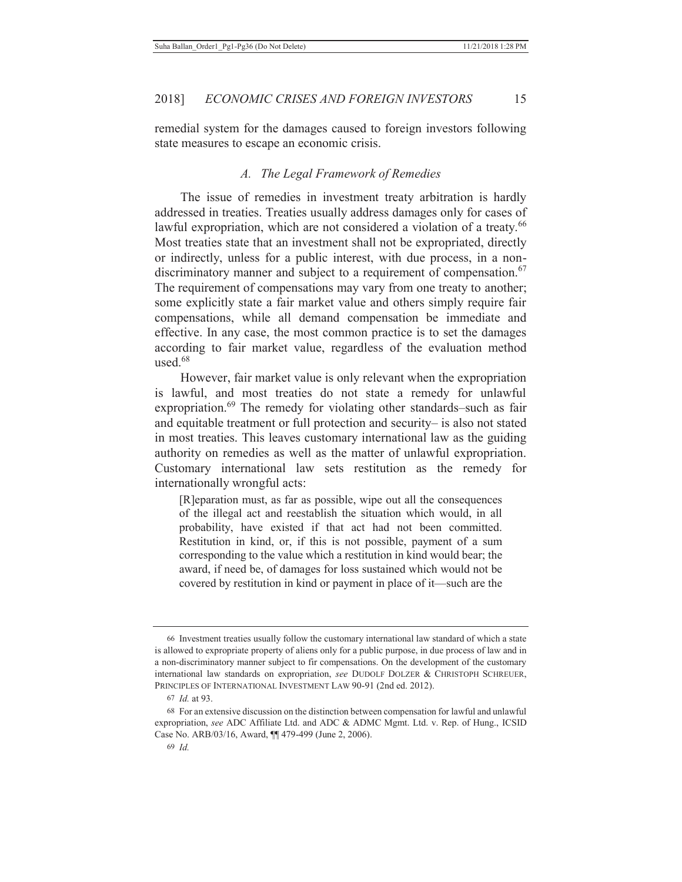remedial system for the damages caused to foreign investors following state measures to escape an economic crisis.

### *A. The Legal Framework of Remedies*

The issue of remedies in investment treaty arbitration is hardly addressed in treaties. Treaties usually address damages only for cases of lawful expropriation, which are not considered a violation of a treaty.[66] Most treaties state that an investment shall not be expropriated, directly or indirectly, unless for a public interest, with due process, in a non-discriminatory manner and subject to a requirement of compensation.[67] The requirement of compensations may vary from one treaty to another; some explicitly state a fair market value and others simply require fair compensations, while all demand compensation be immediate and effective. In any case, the most common practice is to set the damages according to fair market value, regardless of the evaluation method used.[68]

However, fair market value is only relevant when the expropriation is lawful, and most treaties do not state a remedy for unlawful expropriation.[69] The remedy for violating other standards–such as fair and equitable treatment or full protection and security– is also not stated in most treaties. This leaves customary international law as the guiding authority on remedies as well as the matter of unlawful expropriation. Customary international law sets restitution as the remedy for internationally wrongful acts:

> [R]eparation must, as far as possible, wipe out all the consequences of the illegal act and reestablish the situation which would, in all probability, have existed if that act had not been committed. Restitution in kind, or, if this is not possible, payment of a sum corresponding to the value which a restitution in kind would bear; the award, if need be, of damages for loss sustained which would not be covered by restitution in kind or payment in place of it—such are the

---

66 Investment treaties usually follow the customary international law standard of which a state is allowed to expropriate property of aliens only for a public purpose, in due process of law and in a non-discriminatory manner subject to fir compensations. On the development of the customary international law standards on expropriation, *see* DUDOLF DOLZER & CHRISTOPH SCHREUER, PRINCIPLES OF INTERNATIONAL INVESTMENT LAW 90-91 (2nd ed. 2012).

67 *Id.* at 93.

68 For an extensive discussion on the distinction between compensation for lawful and unlawful expropriation, *see* ADC Affiliate Ltd. and ADC & ADMC Mgmt. Ltd. v. Rep. of Hung., ICSID Case No. ARB/03/16, Award, ¶¶ 479-499 (June 2, 2006).

69 *Id.*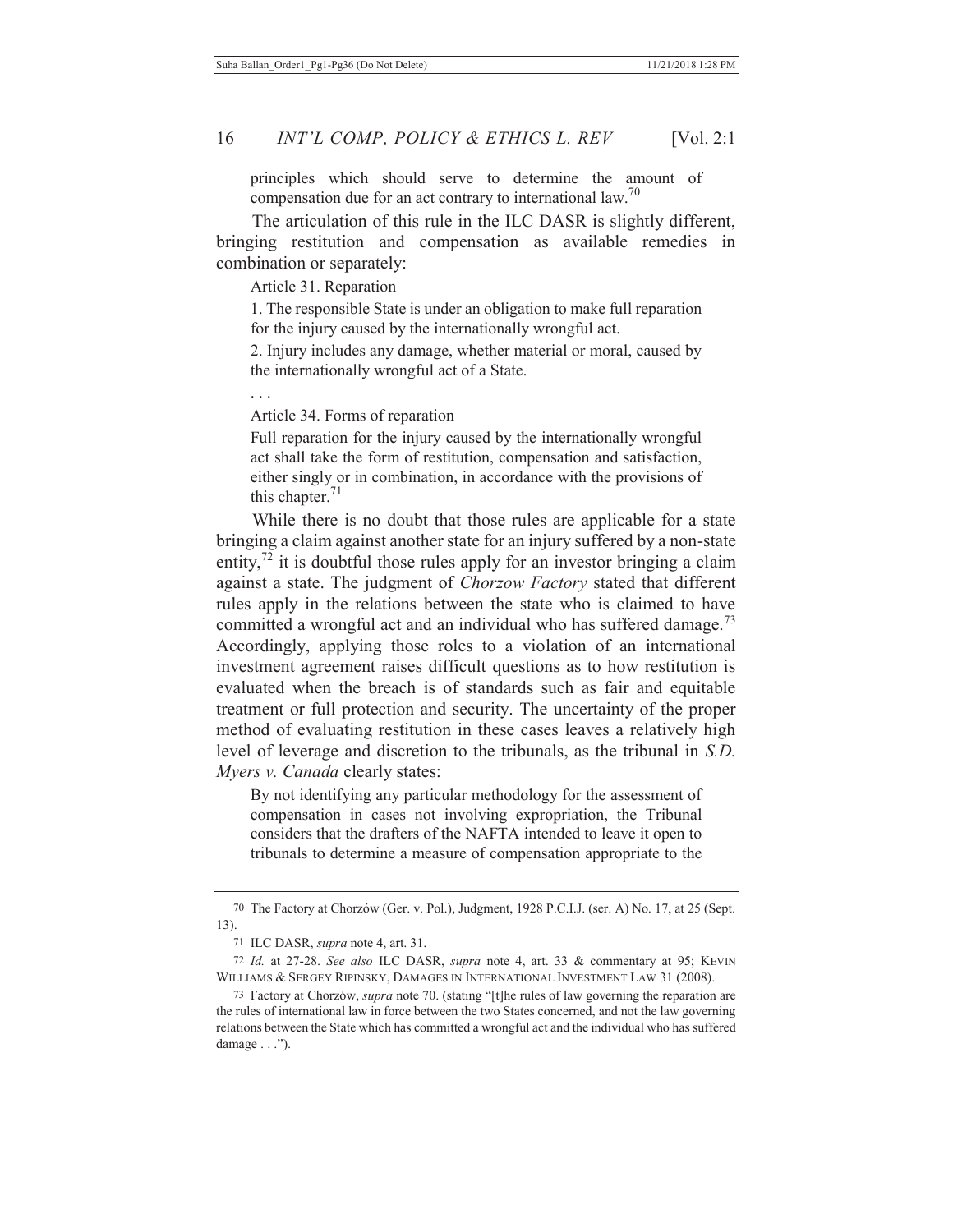> principles which should serve to determine the amount of compensation due for an act contrary to international law.[70]

The articulation of this rule in the ILC DASR is slightly different, bringing restitution and compensation as available remedies in combination or separately:

> Article 31. Reparation
>
> 1. The responsible State is under an obligation to make full reparation for the injury caused by the internationally wrongful act.
>
> 2. Injury includes any damage, whether material or moral, caused by the internationally wrongful act of a State.
>
> . . .
>
> Article 34. Forms of reparation
>
> Full reparation for the injury caused by the internationally wrongful act shall take the form of restitution, compensation and satisfaction, either singly or in combination, in accordance with the provisions of this chapter.[71]

While there is no doubt that those rules are applicable for a state bringing a claim against another state for an injury suffered by a non-state entity,[72] it is doubtful those rules apply for an investor bringing a claim against a state. The judgment of *Chorzow Factory* stated that different rules apply in the relations between the state who is claimed to have committed a wrongful act and an individual who has suffered damage.[73] Accordingly, applying those roles to a violation of an international investment agreement raises difficult questions as to how restitution is evaluated when the breach is of standards such as fair and equitable treatment or full protection and security. The uncertainty of the proper method of evaluating restitution in these cases leaves a relatively high level of leverage and discretion to the tribunals, as the tribunal in *S.D. Myers v. Canada* clearly states:

> By not identifying any particular methodology for the assessment of compensation in cases not involving expropriation, the Tribunal considers that the drafters of the NAFTA intended to leave it open to tribunals to determine a measure of compensation appropriate to the

---

70 The Factory at Chorzów (Ger. v. Pol.), Judgment, 1928 P.C.I.J. (ser. A) No. 17, at 25 (Sept. 13).

71 ILC DASR, *supra* note 4, art. 31.

72 *Id.* at 27-28. *See also* ILC DASR, *supra* note 4, art. 33 & commentary at 95; KEVIN WILLIAMS & SERGEY RIPINSKY, DAMAGES IN INTERNATIONAL INVESTMENT LAW 31 (2008).

73 Factory at Chorzów, *supra* note 70. (stating "[t]he rules of law governing the reparation are the rules of international law in force between the two States concerned, and not the law governing relations between the State which has committed a wrongful act and the individual who has suffered damage . . .").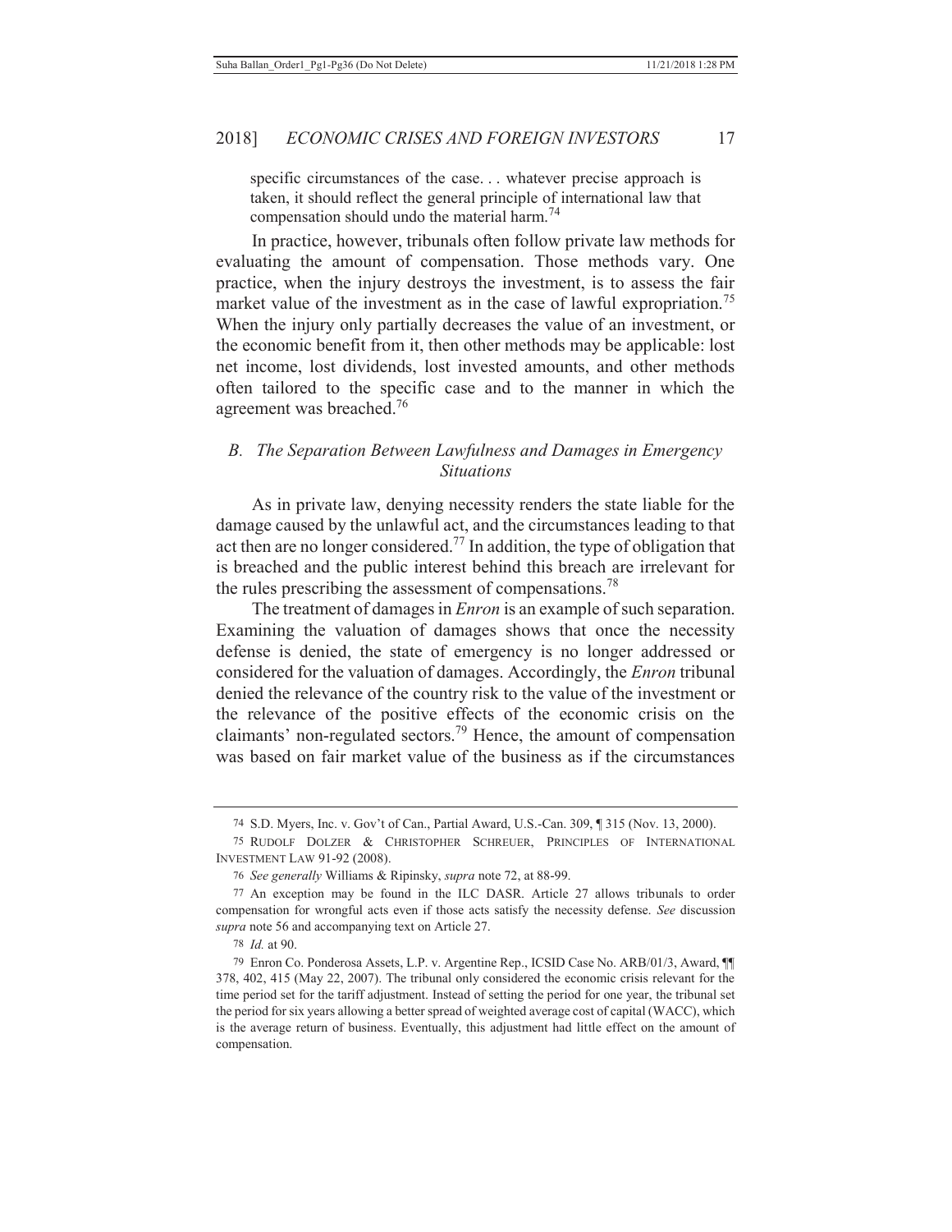specific circumstances of the case. . . whatever precise approach is taken, it should reflect the general principle of international law that compensation should undo the material harm.[74]

In practice, however, tribunals often follow private law methods for evaluating the amount of compensation. Those methods vary. One practice, when the injury destroys the investment, is to assess the fair market value of the investment as in the case of lawful expropriation.[75] When the injury only partially decreases the value of an investment, or the economic benefit from it, then other methods may be applicable: lost net income, lost dividends, lost invested amounts, and other methods often tailored to the specific case and to the manner in which the agreement was breached.[76]

## *B. The Separation Between Lawfulness and Damages in Emergency Situations*

As in private law, denying necessity renders the state liable for the damage caused by the unlawful act, and the circumstances leading to that act then are no longer considered.[77] In addition, the type of obligation that is breached and the public interest behind this breach are irrelevant for the rules prescribing the assessment of compensations.[78]

The treatment of damages in *Enron* is an example of such separation. Examining the valuation of damages shows that once the necessity defense is denied, the state of emergency is no longer addressed or considered for the valuation of damages. Accordingly, the *Enron* tribunal denied the relevance of the country risk to the value of the investment or the relevance of the positive effects of the economic crisis on the claimants' non-regulated sectors.[79] Hence, the amount of compensation was based on fair market value of the business as if the circumstances

---

74 S.D. Myers, Inc. v. Gov't of Can., Partial Award, U.S.-Can. 309, ¶ 315 (Nov. 13, 2000).

75 RUDOLF DOLZER & CHRISTOPHER SCHREUER, PRINCIPLES OF INTERNATIONAL INVESTMENT LAW 91-92 (2008).

76 *See generally* Williams & Ripinsky, *supra* note 72, at 88-99.

77 An exception may be found in the ILC DASR. Article 27 allows tribunals to order compensation for wrongful acts even if those acts satisfy the necessity defense. *See* discussion *supra* note 56 and accompanying text on Article 27.

78 *Id.* at 90.

79 Enron Co. Ponderosa Assets, L.P. v. Argentine Rep., ICSID Case No. ARB/01/3, Award, ¶¶ 378, 402, 415 (May 22, 2007). The tribunal only considered the economic crisis relevant for the time period set for the tariff adjustment. Instead of setting the period for one year, the tribunal set the period for six years allowing a better spread of weighted average cost of capital (WACC), which is the average return of business. Eventually, this adjustment had little effect on the amount of compensation.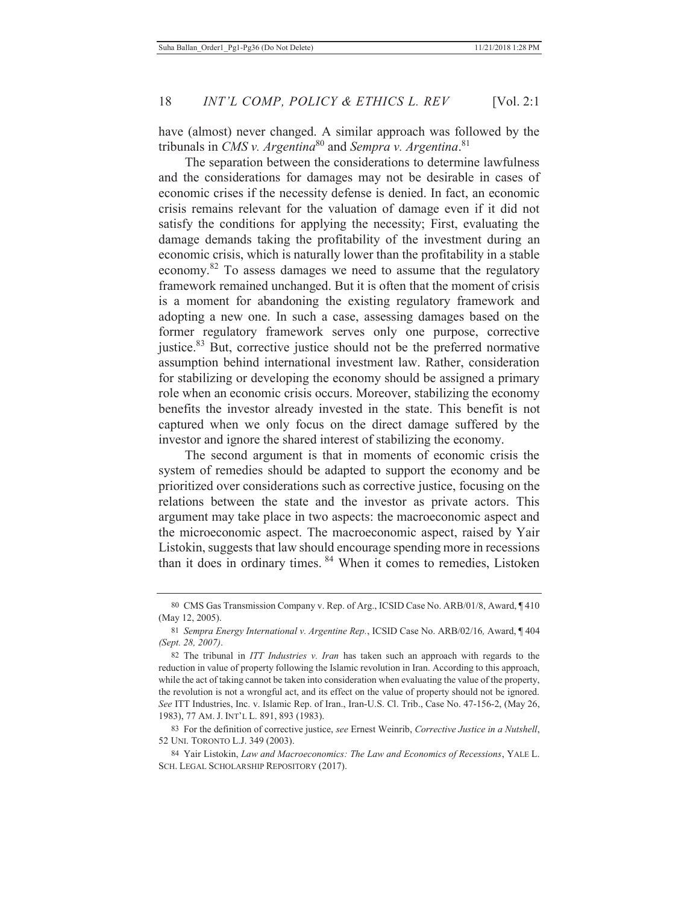have (almost) never changed. A similar approach was followed by the tribunals in *CMS v. Argentina*[80] and *Sempra v. Argentina*.[81]

The separation between the considerations to determine lawfulness and the considerations for damages may not be desirable in cases of economic crises if the necessity defense is denied. In fact, an economic crisis remains relevant for the valuation of damage even if it did not satisfy the conditions for applying the necessity; First, evaluating the damage demands taking the profitability of the investment during an economic crisis, which is naturally lower than the profitability in a stable economy.[82] To assess damages we need to assume that the regulatory framework remained unchanged. But it is often that the moment of crisis is a moment for abandoning the existing regulatory framework and adopting a new one. In such a case, assessing damages based on the former regulatory framework serves only one purpose, corrective justice.[83] But, corrective justice should not be the preferred normative assumption behind international investment law. Rather, consideration for stabilizing or developing the economy should be assigned a primary role when an economic crisis occurs. Moreover, stabilizing the economy benefits the investor already invested in the state. This benefit is not captured when we only focus on the direct damage suffered by the investor and ignore the shared interest of stabilizing the economy.

The second argument is that in moments of economic crisis the system of remedies should be adapted to support the economy and be prioritized over considerations such as corrective justice, focusing on the relations between the state and the investor as private actors. This argument may take place in two aspects: the macroeconomic aspect and the microeconomic aspect. The macroeconomic aspect, raised by Yair Listokin, suggests that law should encourage spending more in recessions than it does in ordinary times.[84] When it comes to remedies, Listoken

---

80 CMS Gas Transmission Company v. Rep. of Arg., ICSID Case No. ARB/01/8, Award, ¶ 410 (May 12, 2005).

81 *Sempra Energy International v. Argentine Rep.*, ICSID Case No. ARB/02/16*,* Award, ¶ 404 *(Sept. 28, 2007)*.

82 The tribunal in *ITT Industries v. Iran* has taken such an approach with regards to the reduction in value of property following the Islamic revolution in Iran. According to this approach, while the act of taking cannot be taken into consideration when evaluating the value of the property, the revolution is not a wrongful act, and its effect on the value of property should not be ignored. *See* ITT Industries, Inc. v. Islamic Rep. of Iran., Iran-U.S. Cl. Trib., Case No. 47-156-2, (May 26, 1983), 77 AM. J. INT'L L. 891, 893 (1983).

83 For the definition of corrective justice, *see* Ernest Weinrib, *Corrective Justice in a Nutshell*, 52 UNI. TORONTO L.J. 349 (2003).

84 Yair Listokin, *Law and Macroeconomics: The Law and Economics of Recessions*, YALE L. SCH. LEGAL SCHOLARSHIP REPOSITORY (2017).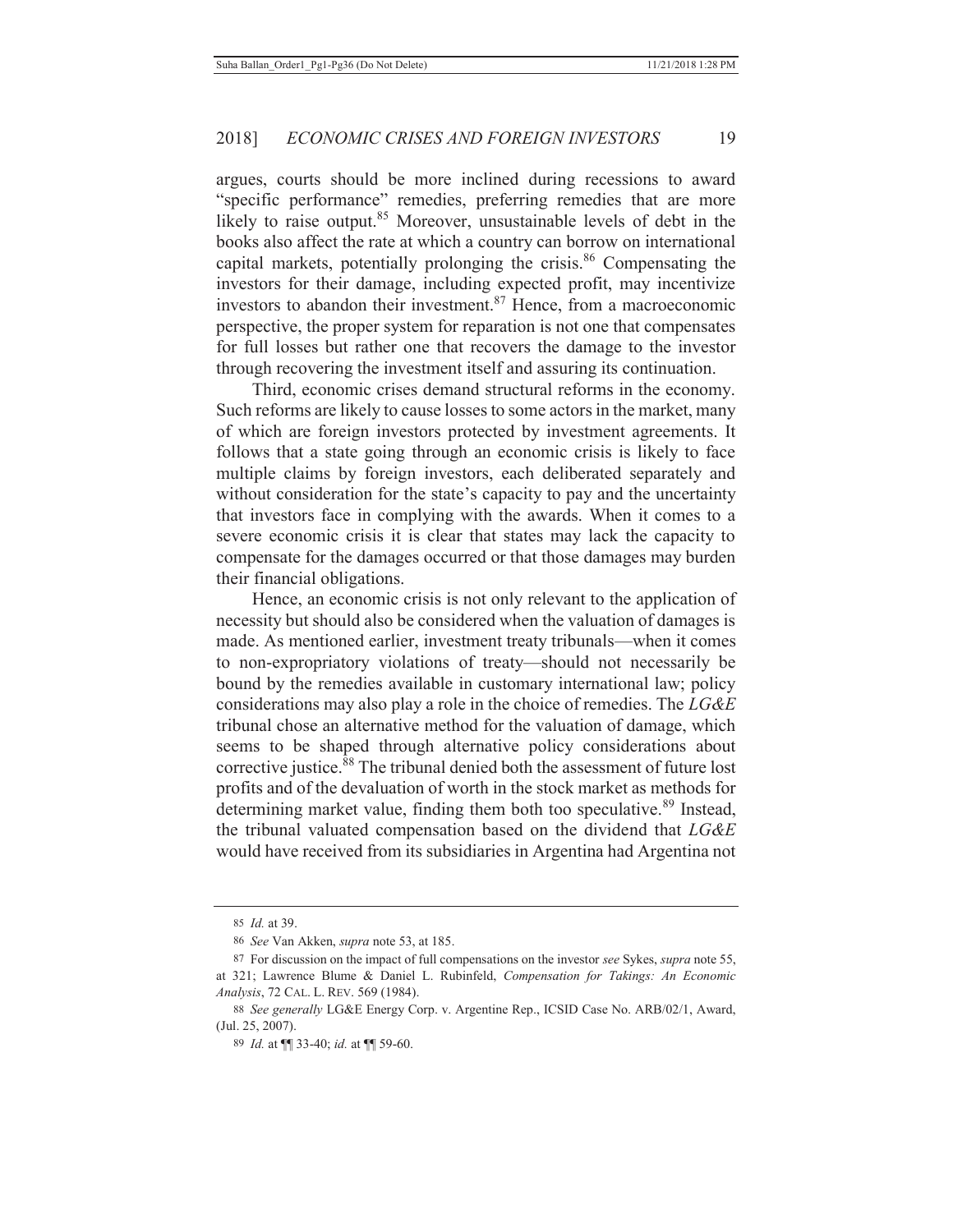argues, courts should be more inclined during recessions to award "specific performance" remedies, preferring remedies that are more likely to raise output.[85] Moreover, unsustainable levels of debt in the books also affect the rate at which a country can borrow on international capital markets, potentially prolonging the crisis.[86] Compensating the investors for their damage, including expected profit, may incentivize investors to abandon their investment.[87] Hence, from a macroeconomic perspective, the proper system for reparation is not one that compensates for full losses but rather one that recovers the damage to the investor through recovering the investment itself and assuring its continuation.

Third, economic crises demand structural reforms in the economy. Such reforms are likely to cause losses to some actors in the market, many of which are foreign investors protected by investment agreements. It follows that a state going through an economic crisis is likely to face multiple claims by foreign investors, each deliberated separately and without consideration for the state's capacity to pay and the uncertainty that investors face in complying with the awards. When it comes to a severe economic crisis it is clear that states may lack the capacity to compensate for the damages occurred or that those damages may burden their financial obligations.

Hence, an economic crisis is not only relevant to the application of necessity but should also be considered when the valuation of damages is made. As mentioned earlier, investment treaty tribunals—when it comes to non-expropriatory violations of treaty—should not necessarily be bound by the remedies available in customary international law; policy considerations may also play a role in the choice of remedies. The *LG&E* tribunal chose an alternative method for the valuation of damage, which seems to be shaped through alternative policy considerations about corrective justice.[88] The tribunal denied both the assessment of future lost profits and of the devaluation of worth in the stock market as methods for determining market value, finding them both too speculative.[89] Instead, the tribunal valuated compensation based on the dividend that *LG&E* would have received from its subsidiaries in Argentina had Argentina not

---

85 *Id.* at 39.

86 *See* Van Akken, *supra* note 53, at 185.

87 For discussion on the impact of full compensations on the investor *see* Sykes, *supra* note 55, at 321; Lawrence Blume & Daniel L. Rubinfeld, *Compensation for Takings: An Economic Analysis*, 72 CAL. L. REV. 569 (1984).

88 *See generally* LG&E Energy Corp. v. Argentine Rep., ICSID Case No. ARB/02/1, Award, (Jul. 25, 2007).

89 *Id.* at ¶¶ 33-40; *id.* at ¶¶ 59-60.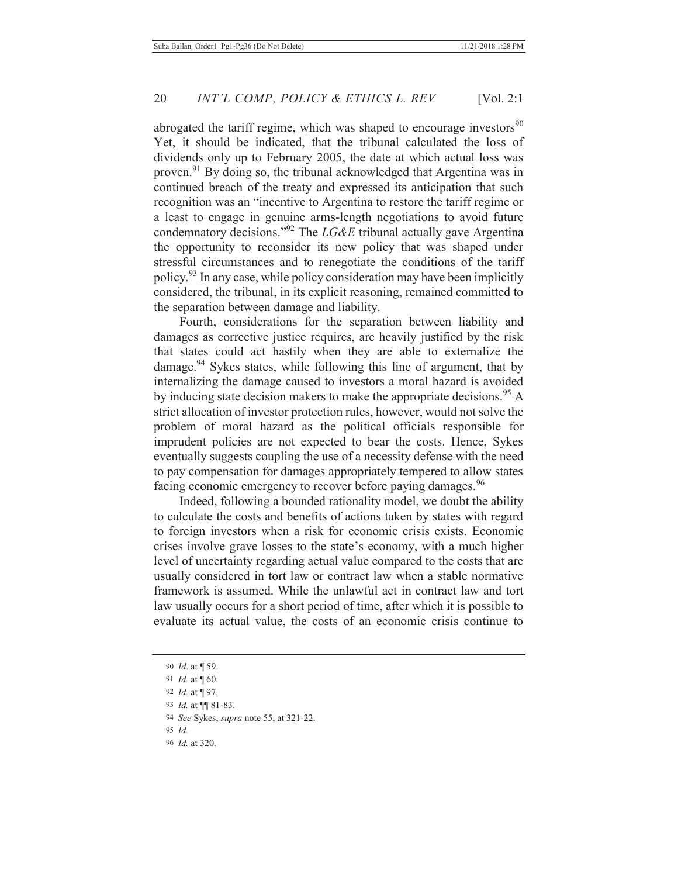abrogated the tariff regime, which was shaped to encourage investors[90] Yet, it should be indicated, that the tribunal calculated the loss of dividends only up to February 2005, the date at which actual loss was proven.[91] By doing so, the tribunal acknowledged that Argentina was in continued breach of the treaty and expressed its anticipation that such recognition was an "incentive to Argentina to restore the tariff regime or a least to engage in genuine arms-length negotiations to avoid future condemnatory decisions."[92] The *LG&E* tribunal actually gave Argentina the opportunity to reconsider its new policy that was shaped under stressful circumstances and to renegotiate the conditions of the tariff policy.[93] In any case, while policy consideration may have been implicitly considered, the tribunal, in its explicit reasoning, remained committed to the separation between damage and liability.

Fourth, considerations for the separation between liability and damages as corrective justice requires, are heavily justified by the risk that states could act hastily when they are able to externalize the damage.[94] Sykes states, while following this line of argument, that by internalizing the damage caused to investors a moral hazard is avoided by inducing state decision makers to make the appropriate decisions.[95] A strict allocation of investor protection rules, however, would not solve the problem of moral hazard as the political officials responsible for imprudent policies are not expected to bear the costs. Hence, Sykes eventually suggests coupling the use of a necessity defense with the need to pay compensation for damages appropriately tempered to allow states facing economic emergency to recover before paying damages.[96]

Indeed, following a bounded rationality model, we doubt the ability to calculate the costs and benefits of actions taken by states with regard to foreign investors when a risk for economic crisis exists. Economic crises involve grave losses to the state's economy, with a much higher level of uncertainty regarding actual value compared to the costs that are usually considered in tort law or contract law when a stable normative framework is assumed. While the unlawful act in contract law and tort law usually occurs for a short period of time, after which it is possible to evaluate its actual value, the costs of an economic crisis continue to

---

90 *Id*. at ¶ 59.

91 *Id.* at ¶ 60.

92 *Id.* at ¶ 97.

93 *Id.* at ¶¶ 81-83.

94 *See* Sykes, *supra* note 55, at 321-22.

95 *Id.*

96 *Id.* at 320.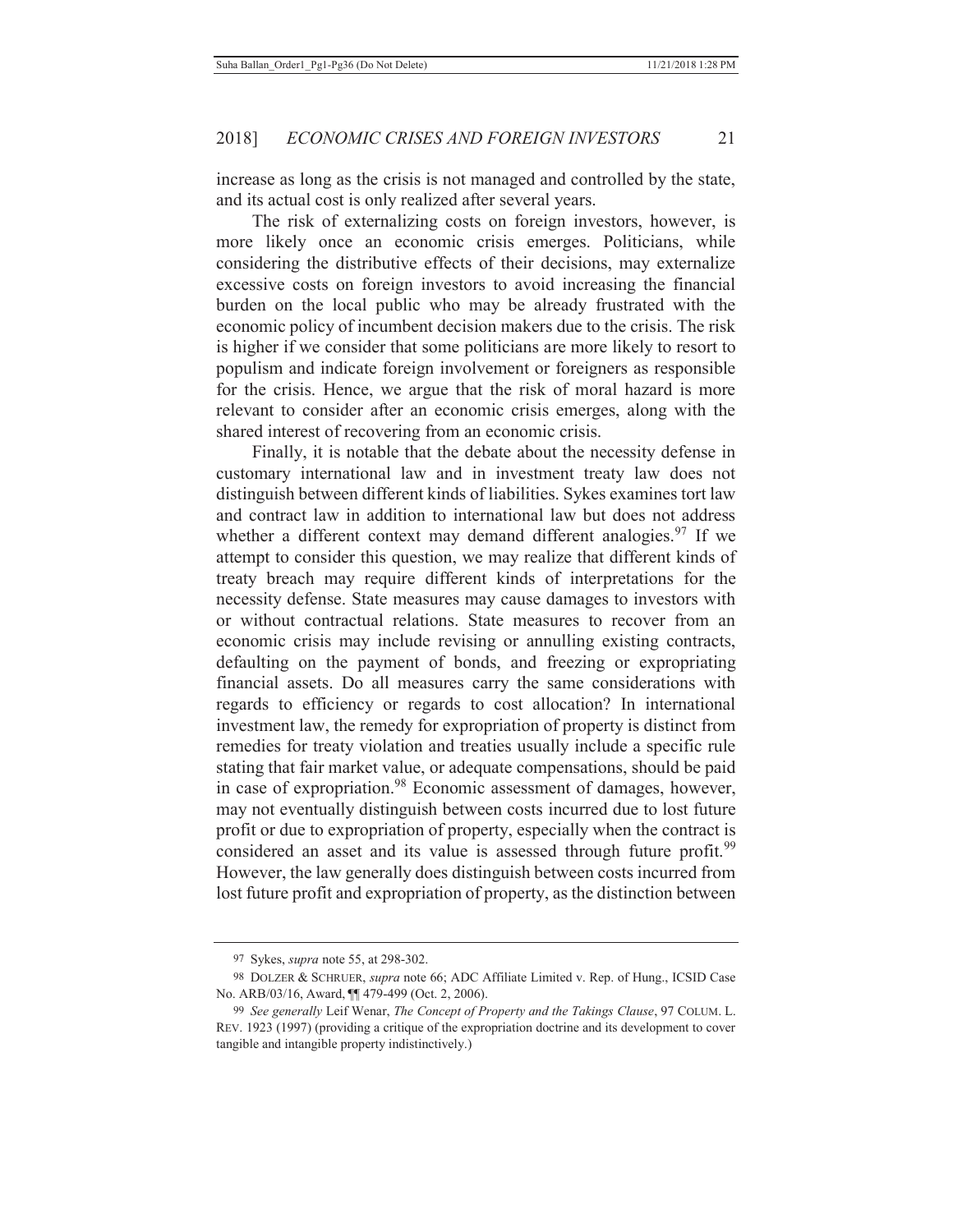increase as long as the crisis is not managed and controlled by the state, and its actual cost is only realized after several years.

The risk of externalizing costs on foreign investors, however, is more likely once an economic crisis emerges. Politicians, while considering the distributive effects of their decisions, may externalize excessive costs on foreign investors to avoid increasing the financial burden on the local public who may be already frustrated with the economic policy of incumbent decision makers due to the crisis. The risk is higher if we consider that some politicians are more likely to resort to populism and indicate foreign involvement or foreigners as responsible for the crisis. Hence, we argue that the risk of moral hazard is more relevant to consider after an economic crisis emerges, along with the shared interest of recovering from an economic crisis.

Finally, it is notable that the debate about the necessity defense in customary international law and in investment treaty law does not distinguish between different kinds of liabilities. Sykes examines tort law and contract law in addition to international law but does not address whether a different context may demand different analogies.[97] If we attempt to consider this question, we may realize that different kinds of treaty breach may require different kinds of interpretations for the necessity defense. State measures may cause damages to investors with or without contractual relations. State measures to recover from an economic crisis may include revising or annulling existing contracts, defaulting on the payment of bonds, and freezing or expropriating financial assets. Do all measures carry the same considerations with regards to efficiency or regards to cost allocation? In international investment law, the remedy for expropriation of property is distinct from remedies for treaty violation and treaties usually include a specific rule stating that fair market value, or adequate compensations, should be paid in case of expropriation.[98] Economic assessment of damages, however, may not eventually distinguish between costs incurred due to lost future profit or due to expropriation of property, especially when the contract is considered an asset and its value is assessed through future profit.[99] However, the law generally does distinguish between costs incurred from lost future profit and expropriation of property, as the distinction between

---

97 Sykes, *supra* note 55, at 298-302.

98 DOLZER & SCHRUER, *supra* note 66; ADC Affiliate Limited v. Rep. of Hung., ICSID Case No. ARB/03/16, Award, ¶¶ 479-499 (Oct. 2, 2006).

99 *See generally* Leif Wenar, *The Concept of Property and the Takings Clause*, 97 COLUM. L. REV. 1923 (1997) (providing a critique of the expropriation doctrine and its development to cover tangible and intangible property indistinctively.)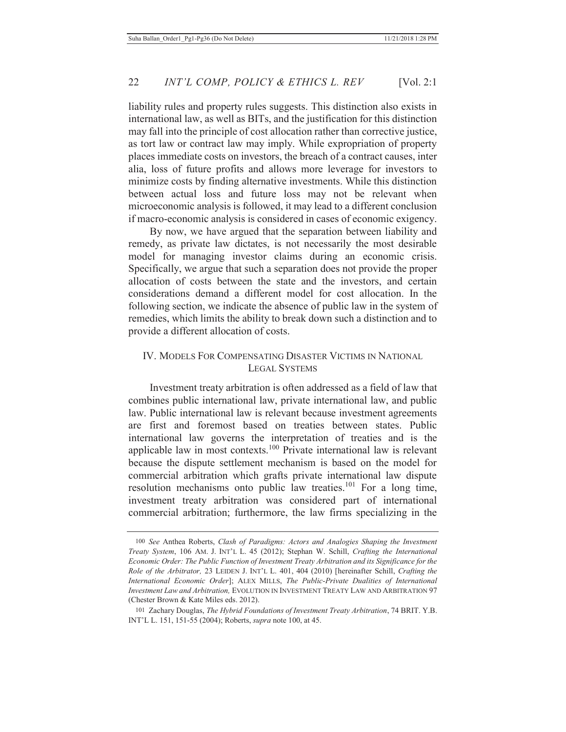liability rules and property rules suggests. This distinction also exists in international law, as well as BITs, and the justification for this distinction may fall into the principle of cost allocation rather than corrective justice, as tort law or contract law may imply. While expropriation of property places immediate costs on investors, the breach of a contract causes, inter alia, loss of future profits and allows more leverage for investors to minimize costs by finding alternative investments. While this distinction between actual loss and future loss may not be relevant when microeconomic analysis is followed, it may lead to a different conclusion if macro-economic analysis is considered in cases of economic exigency.

By now, we have argued that the separation between liability and remedy, as private law dictates, is not necessarily the most desirable model for managing investor claims during an economic crisis. Specifically, we argue that such a separation does not provide the proper allocation of costs between the state and the investors, and certain considerations demand a different model for cost allocation. In the following section, we indicate the absence of public law in the system of remedies, which limits the ability to break down such a distinction and to provide a different allocation of costs.

## IV. Models For Compensating Disaster Victims in National Legal Systems

Investment treaty arbitration is often addressed as a field of law that combines public international law, private international law, and public law. Public international law is relevant because investment agreements are first and foremost based on treaties between states. Public international law governs the interpretation of treaties and is the applicable law in most contexts.[100] Private international law is relevant because the dispute settlement mechanism is based on the model for commercial arbitration which grafts private international law dispute resolution mechanisms onto public law treaties.[101] For a long time, investment treaty arbitration was considered part of international commercial arbitration; furthermore, the law firms specializing in the

---

100 *See* Anthea Roberts, *Clash of Paradigms: Actors and Analogies Shaping the Investment Treaty System*, 106 AM. J. INT'L L. 45 (2012); Stephan W. Schill, *Crafting the International Economic Order: The Public Function of Investment Treaty Arbitration and its Significance for the Role of the Arbitrator,* 23 LEIDEN J. INT'L L. 401, 404 (2010) [hereinafter Schill, *Crafting the International Economic Order*]; ALEX MILLS, *The Public-Private Dualities of International Investment Law and Arbitration,* EVOLUTION IN INVESTMENT TREATY LAW AND ARBITRATION 97 (Chester Brown & Kate Miles eds. 2012).

101 Zachary Douglas, *The Hybrid Foundations of Investment Treaty Arbitration*, 74 BRIT. Y.B. INT'L L. 151, 151-55 (2004); Roberts, *supra* note 100, at 45.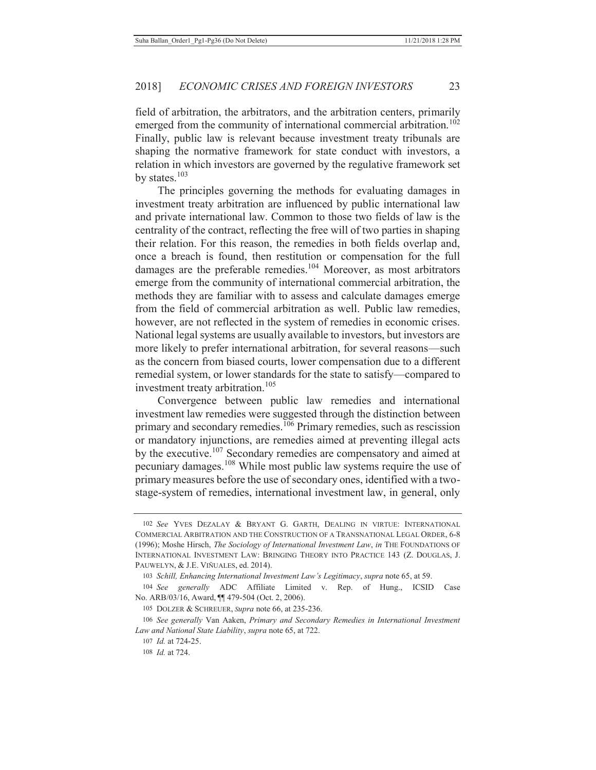field of arbitration, the arbitrators, and the arbitration centers, primarily emerged from the community of international commercial arbitration.[102] Finally, public law is relevant because investment treaty tribunals are shaping the normative framework for state conduct with investors, a relation in which investors are governed by the regulative framework set by states.[103]

The principles governing the methods for evaluating damages in investment treaty arbitration are influenced by public international law and private international law. Common to those two fields of law is the centrality of the contract, reflecting the free will of two parties in shaping their relation. For this reason, the remedies in both fields overlap and, once a breach is found, then restitution or compensation for the full damages are the preferable remedies.[104] Moreover, as most arbitrators emerge from the community of international commercial arbitration, the methods they are familiar with to assess and calculate damages emerge from the field of commercial arbitration as well. Public law remedies, however, are not reflected in the system of remedies in economic crises. National legal systems are usually available to investors, but investors are more likely to prefer international arbitration, for several reasons—such as the concern from biased courts, lower compensation due to a different remedial system, or lower standards for the state to satisfy—compared to investment treaty arbitration.[105]

Convergence between public law remedies and international investment law remedies were suggested through the distinction between primary and secondary remedies.[106] Primary remedies, such as rescission or mandatory injunctions, are remedies aimed at preventing illegal acts by the executive.[107] Secondary remedies are compensatory and aimed at pecuniary damages.[108] While most public law systems require the use of primary measures before the use of secondary ones, identified with a two-stage-system of remedies, international investment law, in general, only

---

102 *See* YVES DEZALAY & BRYANT G. GARTH, DEALING IN VIRTUE: INTERNATIONAL COMMERCIAL ARBITRATION AND THE CONSTRUCTION OF A TRANSNATIONAL LEGAL ORDER, 6-8 (1996); Moshe Hirsch, *The Sociology of International Investment Law*, *in* THE FOUNDATIONS OF INTERNATIONAL INVESTMENT LAW: BRINGING THEORY INTO PRACTICE 143 (Z. DOUGLAS, J. PAUWELYN, & J.E. VIÑUALES, ed. 2014).

103 *Schill, Enhancing International Investment Law's Legitimacy*, *supra* note 65, at 59.

104 *See generally* ADC Affiliate Limited v. Rep. of Hung., ICSID Case No. ARB/03/16, Award, ¶¶ 479-504 (Oct. 2, 2006).

105 DOLZER & SCHREUER, *supra* note 66, at 235-236.

106 *See generally* Van Aaken, *Primary and Secondary Remedies in International Investment Law and National State Liability*, *supra* note 65, at 722.

107 *Id.* at 724-25.

108 *Id.* at 724.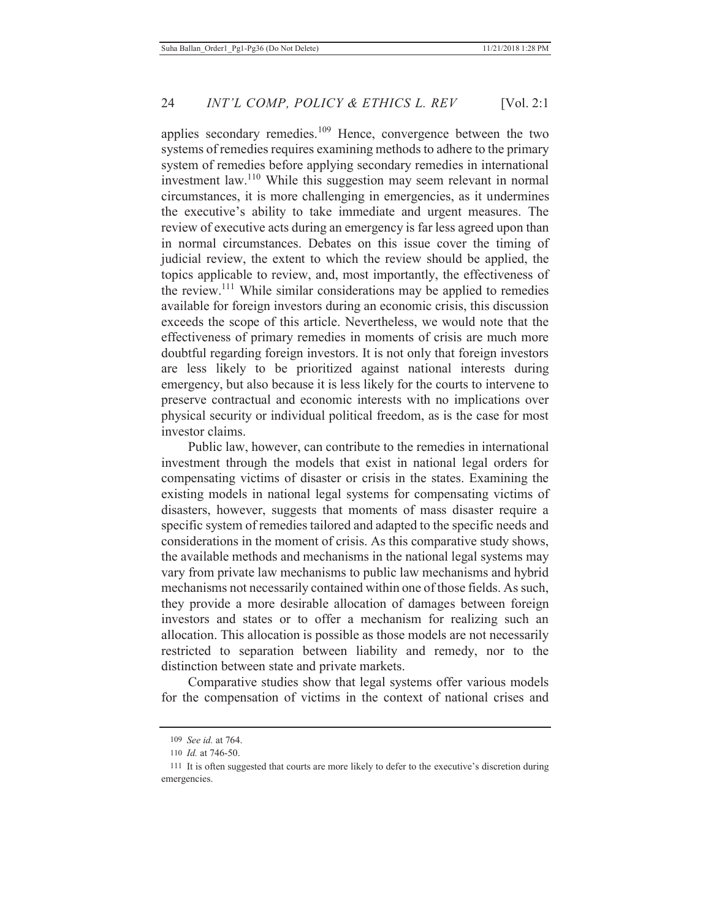applies secondary remedies.[109] Hence, convergence between the two systems of remedies requires examining methods to adhere to the primary system of remedies before applying secondary remedies in international investment law.[110] While this suggestion may seem relevant in normal circumstances, it is more challenging in emergencies, as it undermines the executive's ability to take immediate and urgent measures. The review of executive acts during an emergency is far less agreed upon than in normal circumstances. Debates on this issue cover the timing of judicial review, the extent to which the review should be applied, the topics applicable to review, and, most importantly, the effectiveness of the review.[111] While similar considerations may be applied to remedies available for foreign investors during an economic crisis, this discussion exceeds the scope of this article. Nevertheless, we would note that the effectiveness of primary remedies in moments of crisis are much more doubtful regarding foreign investors. It is not only that foreign investors are less likely to be prioritized against national interests during emergency, but also because it is less likely for the courts to intervene to preserve contractual and economic interests with no implications over physical security or individual political freedom, as is the case for most investor claims.

Public law, however, can contribute to the remedies in international investment through the models that exist in national legal orders for compensating victims of disaster or crisis in the states. Examining the existing models in national legal systems for compensating victims of disasters, however, suggests that moments of mass disaster require a specific system of remedies tailored and adapted to the specific needs and considerations in the moment of crisis. As this comparative study shows, the available methods and mechanisms in the national legal systems may vary from private law mechanisms to public law mechanisms and hybrid mechanisms not necessarily contained within one of those fields. As such, they provide a more desirable allocation of damages between foreign investors and states or to offer a mechanism for realizing such an allocation. This allocation is possible as those models are not necessarily restricted to separation between liability and remedy, nor to the distinction between state and private markets.

Comparative studies show that legal systems offer various models for the compensation of victims in the context of national crises and

---

[109] *See id.* at 764.

[110] *Id.* at 746-50.

[111] It is often suggested that courts are more likely to defer to the executive's discretion during emergencies.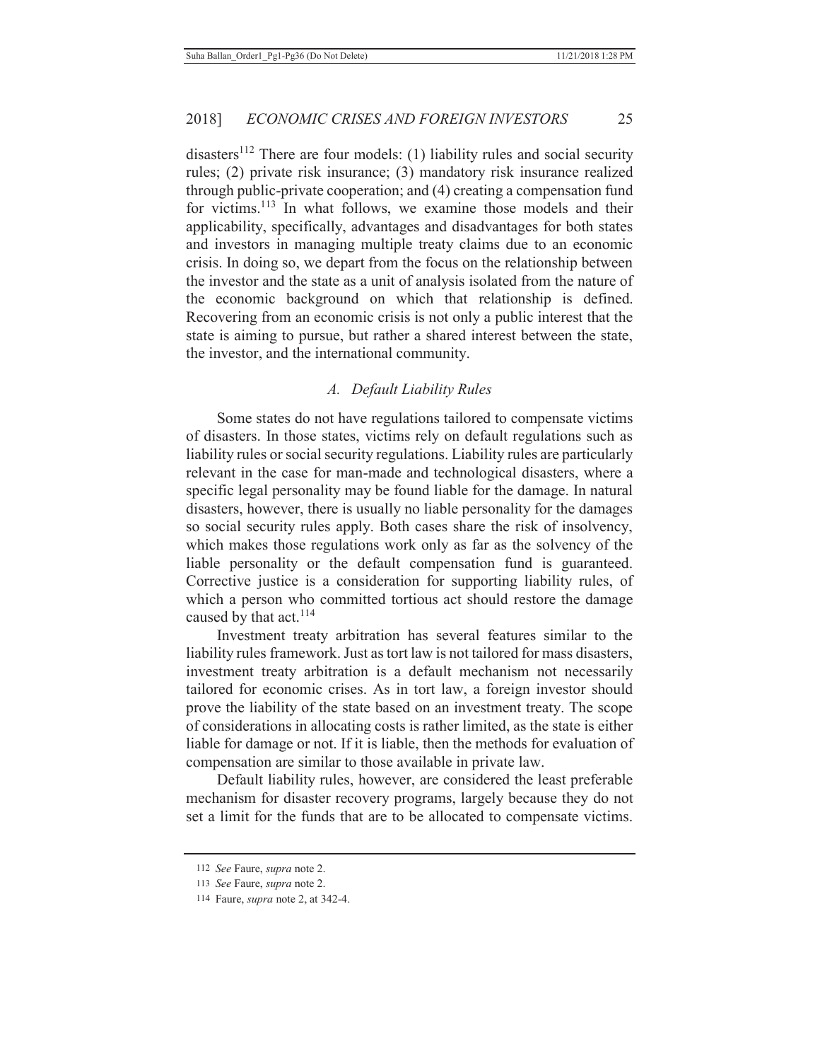disasters[112] There are four models: (1) liability rules and social security rules; (2) private risk insurance; (3) mandatory risk insurance realized through public-private cooperation; and (4) creating a compensation fund for victims.[113] In what follows, we examine those models and their applicability, specifically, advantages and disadvantages for both states and investors in managing multiple treaty claims due to an economic crisis. In doing so, we depart from the focus on the relationship between the investor and the state as a unit of analysis isolated from the nature of the economic background on which that relationship is defined. Recovering from an economic crisis is not only a public interest that the state is aiming to pursue, but rather a shared interest between the state, the investor, and the international community.

### *A. Default Liability Rules*

Some states do not have regulations tailored to compensate victims of disasters. In those states, victims rely on default regulations such as liability rules or social security regulations. Liability rules are particularly relevant in the case for man-made and technological disasters, where a specific legal personality may be found liable for the damage. In natural disasters, however, there is usually no liable personality for the damages so social security rules apply. Both cases share the risk of insolvency, which makes those regulations work only as far as the solvency of the liable personality or the default compensation fund is guaranteed. Corrective justice is a consideration for supporting liability rules, of which a person who committed tortious act should restore the damage caused by that act.[114]

Investment treaty arbitration has several features similar to the liability rules framework. Just as tort law is not tailored for mass disasters, investment treaty arbitration is a default mechanism not necessarily tailored for economic crises. As in tort law, a foreign investor should prove the liability of the state based on an investment treaty. The scope of considerations in allocating costs is rather limited, as the state is either liable for damage or not. If it is liable, then the methods for evaluation of compensation are similar to those available in private law.

Default liability rules, however, are considered the least preferable mechanism for disaster recovery programs, largely because they do not set a limit for the funds that are to be allocated to compensate victims.

---

112 *See* Faure, *supra* note 2.

113 *See* Faure, *supra* note 2.

114 Faure, *supra* note 2, at 342-4.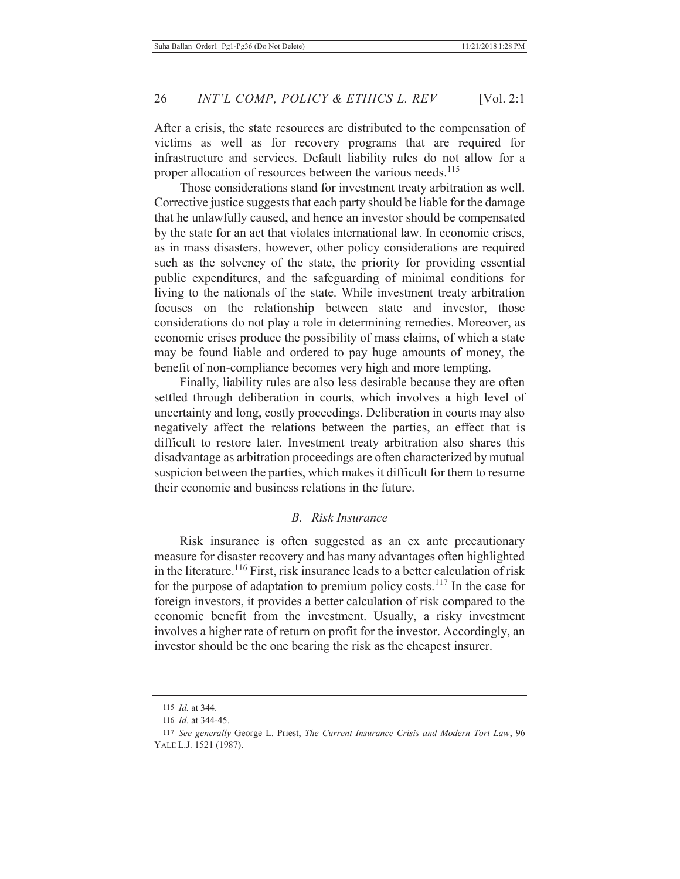After a crisis, the state resources are distributed to the compensation of victims as well as for recovery programs that are required for infrastructure and services. Default liability rules do not allow for a proper allocation of resources between the various needs.[115]

Those considerations stand for investment treaty arbitration as well. Corrective justice suggests that each party should be liable for the damage that he unlawfully caused, and hence an investor should be compensated by the state for an act that violates international law. In economic crises, as in mass disasters, however, other policy considerations are required such as the solvency of the state, the priority for providing essential public expenditures, and the safeguarding of minimal conditions for living to the nationals of the state. While investment treaty arbitration focuses on the relationship between state and investor, those considerations do not play a role in determining remedies. Moreover, as economic crises produce the possibility of mass claims, of which a state may be found liable and ordered to pay huge amounts of money, the benefit of non-compliance becomes very high and more tempting.

Finally, liability rules are also less desirable because they are often settled through deliberation in courts, which involves a high level of uncertainty and long, costly proceedings. Deliberation in courts may also negatively affect the relations between the parties, an effect that is difficult to restore later. Investment treaty arbitration also shares this disadvantage as arbitration proceedings are often characterized by mutual suspicion between the parties, which makes it difficult for them to resume their economic and business relations in the future.

### *B. Risk Insurance*

Risk insurance is often suggested as an ex ante precautionary measure for disaster recovery and has many advantages often highlighted in the literature.[116] First, risk insurance leads to a better calculation of risk for the purpose of adaptation to premium policy costs.[117] In the case for foreign investors, it provides a better calculation of risk compared to the economic benefit from the investment. Usually, a risky investment involves a higher rate of return on profit for the investor. Accordingly, an investor should be the one bearing the risk as the cheapest insurer.

---

115 *Id.* at 344.

116 *Id.* at 344-45.

117 *See generally* George L. Priest, *The Current Insurance Crisis and Modern Tort Law*, 96 YALE L.J. 1521 (1987).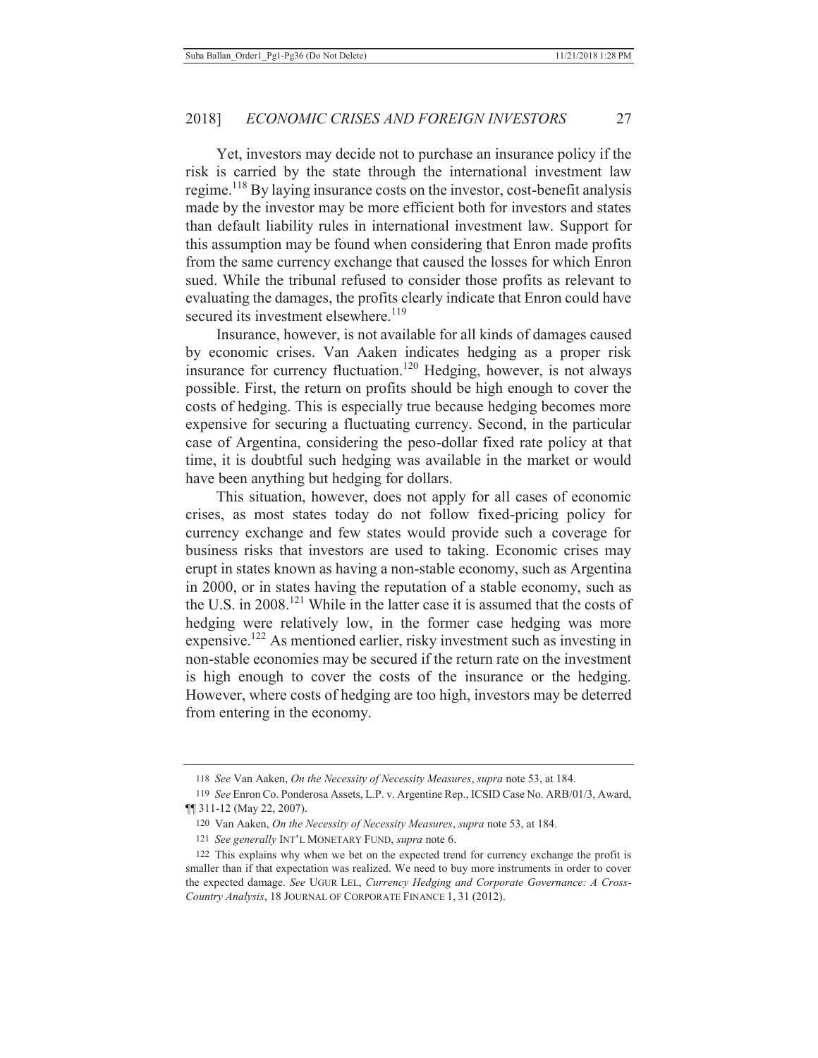Yet, investors may decide not to purchase an insurance policy if the risk is carried by the state through the international investment law regime.[118] By laying insurance costs on the investor, cost-benefit analysis made by the investor may be more efficient both for investors and states than default liability rules in international investment law. Support for this assumption may be found when considering that Enron made profits from the same currency exchange that caused the losses for which Enron sued. While the tribunal refused to consider those profits as relevant to evaluating the damages, the profits clearly indicate that Enron could have secured its investment elsewhere.[119]

Insurance, however, is not available for all kinds of damages caused by economic crises. Van Aaken indicates hedging as a proper risk insurance for currency fluctuation.[120] Hedging, however, is not always possible. First, the return on profits should be high enough to cover the costs of hedging. This is especially true because hedging becomes more expensive for securing a fluctuating currency. Second, in the particular case of Argentina, considering the peso-dollar fixed rate policy at that time, it is doubtful such hedging was available in the market or would have been anything but hedging for dollars.

This situation, however, does not apply for all cases of economic crises, as most states today do not follow fixed-pricing policy for currency exchange and few states would provide such a coverage for business risks that investors are used to taking. Economic crises may erupt in states known as having a non-stable economy, such as Argentina in 2000, or in states having the reputation of a stable economy, such as the U.S. in 2008.[121] While in the latter case it is assumed that the costs of hedging were relatively low, in the former case hedging was more expensive.[122] As mentioned earlier, risky investment such as investing in non-stable economies may be secured if the return rate on the investment is high enough to cover the costs of the insurance or the hedging. However, where costs of hedging are too high, investors may be deterred from entering in the economy.

---

118 *See* Van Aaken, *On the Necessity of Necessity Measures*, *supra* note 53, at 184.

119 *See* Enron Co. Ponderosa Assets, L.P. v. Argentine Rep., ICSID Case No. ARB/01/3, Award, ¶¶ 311-12 (May 22, 2007).

120 Van Aaken, *On the Necessity of Necessity Measures*, *supra* note 53, at 184.

121 *See generally* INT'L MONETARY FUND, *supra* note 6.

122 This explains why when we bet on the expected trend for currency exchange the profit is smaller than if that expectation was realized. We need to buy more instruments in order to cover the expected damage. *See* UGUR LEL, *Currency Hedging and Corporate Governance: A Cross-Country Analysis*, 18 JOURNAL OF CORPORATE FINANCE 1, 31 (2012).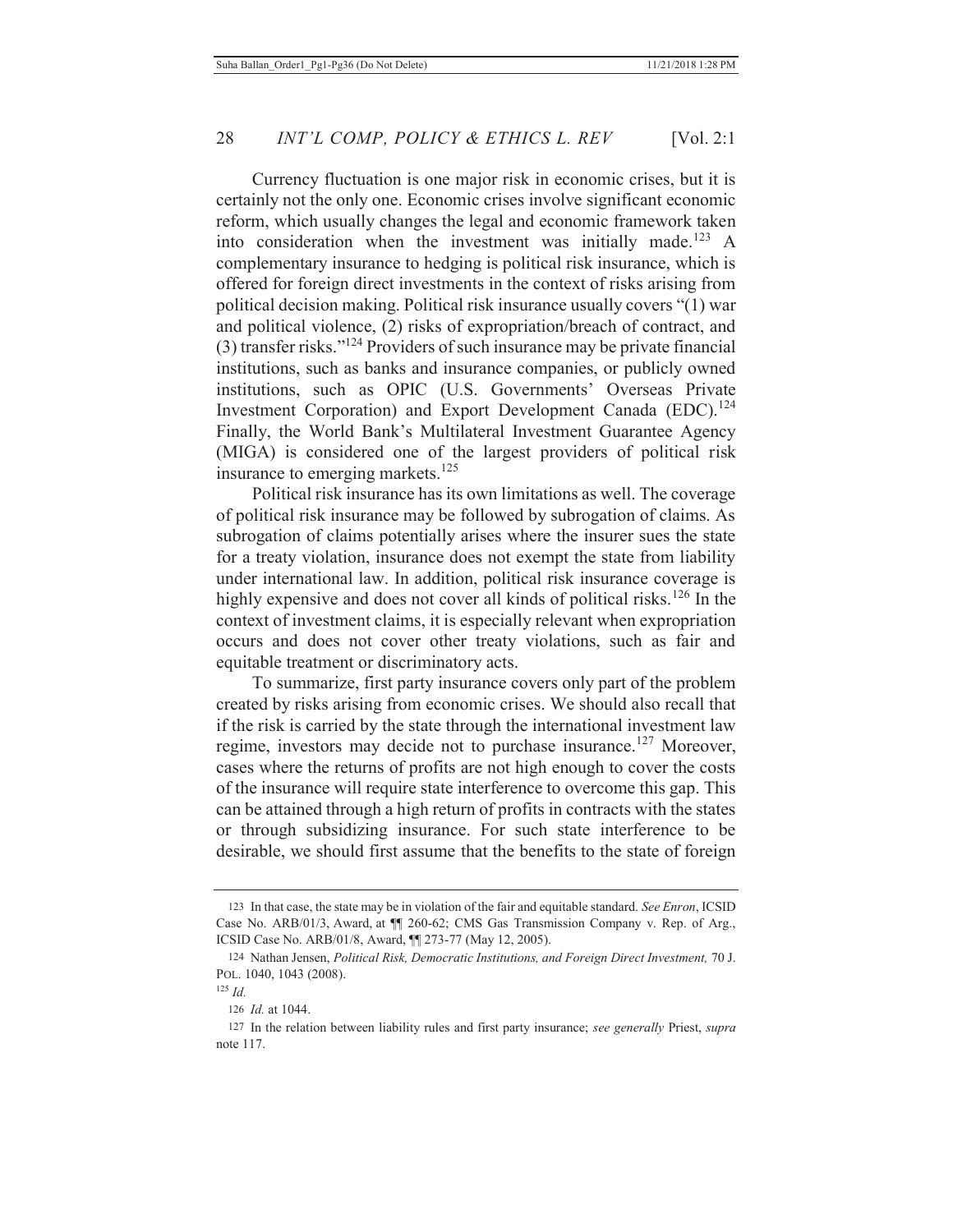Currency fluctuation is one major risk in economic crises, but it is certainly not the only one. Economic crises involve significant economic reform, which usually changes the legal and economic framework taken into consideration when the investment was initially made.[123] A complementary insurance to hedging is political risk insurance, which is offered for foreign direct investments in the context of risks arising from political decision making. Political risk insurance usually covers "(1) war and political violence, (2) risks of expropriation/breach of contract, and (3) transfer risks."[124] Providers of such insurance may be private financial institutions, such as banks and insurance companies, or publicly owned institutions, such as OPIC (U.S. Governments' Overseas Private Investment Corporation) and Export Development Canada (EDC).[124] Finally, the World Bank's Multilateral Investment Guarantee Agency (MIGA) is considered one of the largest providers of political risk insurance to emerging markets.[125]

Political risk insurance has its own limitations as well. The coverage of political risk insurance may be followed by subrogation of claims. As subrogation of claims potentially arises where the insurer sues the state for a treaty violation, insurance does not exempt the state from liability under international law. In addition, political risk insurance coverage is highly expensive and does not cover all kinds of political risks.[126] In the context of investment claims, it is especially relevant when expropriation occurs and does not cover other treaty violations, such as fair and equitable treatment or discriminatory acts.

To summarize, first party insurance covers only part of the problem created by risks arising from economic crises. We should also recall that if the risk is carried by the state through the international investment law regime, investors may decide not to purchase insurance.[127] Moreover, cases where the returns of profits are not high enough to cover the costs of the insurance will require state interference to overcome this gap. This can be attained through a high return of profits in contracts with the states or through subsidizing insurance. For such state interference to be desirable, we should first assume that the benefits to the state of foreign

---

123 In that case, the state may be in violation of the fair and equitable standard. *See Enron*, ICSID Case No. ARB/01/3, Award, at ¶¶ 260-62; CMS Gas Transmission Company v. Rep. of Arg., ICSID Case No. ARB/01/8, Award, ¶¶ 273-77 (May 12, 2005).

124 Nathan Jensen, *Political Risk, Democratic Institutions, and Foreign Direct Investment,* 70 J. POL. 1040, 1043 (2008).

125 *Id.*

126 *Id.* at 1044.

127 In the relation between liability rules and first party insurance; *see generally* Priest, *supra* note 117.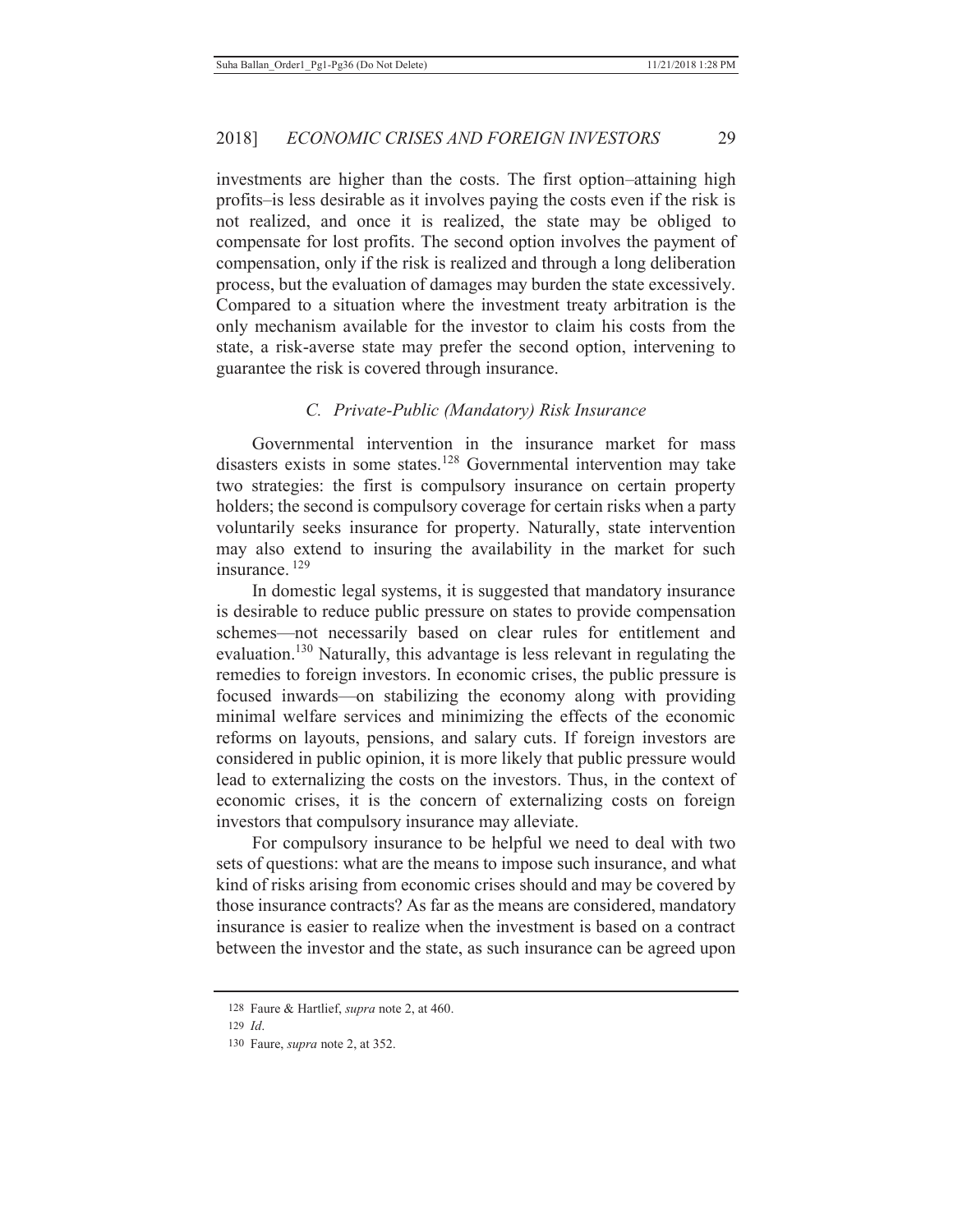investments are higher than the costs. The first option–attaining high profits–is less desirable as it involves paying the costs even if the risk is not realized, and once it is realized, the state may be obliged to compensate for lost profits. The second option involves the payment of compensation, only if the risk is realized and through a long deliberation process, but the evaluation of damages may burden the state excessively. Compared to a situation where the investment treaty arbitration is the only mechanism available for the investor to claim his costs from the state, a risk-averse state may prefer the second option, intervening to guarantee the risk is covered through insurance.

### *C. Private-Public (Mandatory) Risk Insurance*

Governmental intervention in the insurance market for mass disasters exists in some states.[128] Governmental intervention may take two strategies: the first is compulsory insurance on certain property holders; the second is compulsory coverage for certain risks when a party voluntarily seeks insurance for property. Naturally, state intervention may also extend to insuring the availability in the market for such insurance.[129]

In domestic legal systems, it is suggested that mandatory insurance is desirable to reduce public pressure on states to provide compensation schemes—not necessarily based on clear rules for entitlement and evaluation.[130] Naturally, this advantage is less relevant in regulating the remedies to foreign investors. In economic crises, the public pressure is focused inwards—on stabilizing the economy along with providing minimal welfare services and minimizing the effects of the economic reforms on layouts, pensions, and salary cuts. If foreign investors are considered in public opinion, it is more likely that public pressure would lead to externalizing the costs on the investors. Thus, in the context of economic crises, it is the concern of externalizing costs on foreign investors that compulsory insurance may alleviate.

For compulsory insurance to be helpful we need to deal with two sets of questions: what are the means to impose such insurance, and what kind of risks arising from economic crises should and may be covered by those insurance contracts? As far as the means are considered, mandatory insurance is easier to realize when the investment is based on a contract between the investor and the state, as such insurance can be agreed upon

---

128 Faure & Hartlief, *supra* note 2, at 460.

129 *Id*.

130 Faure, *supra* note 2, at 352.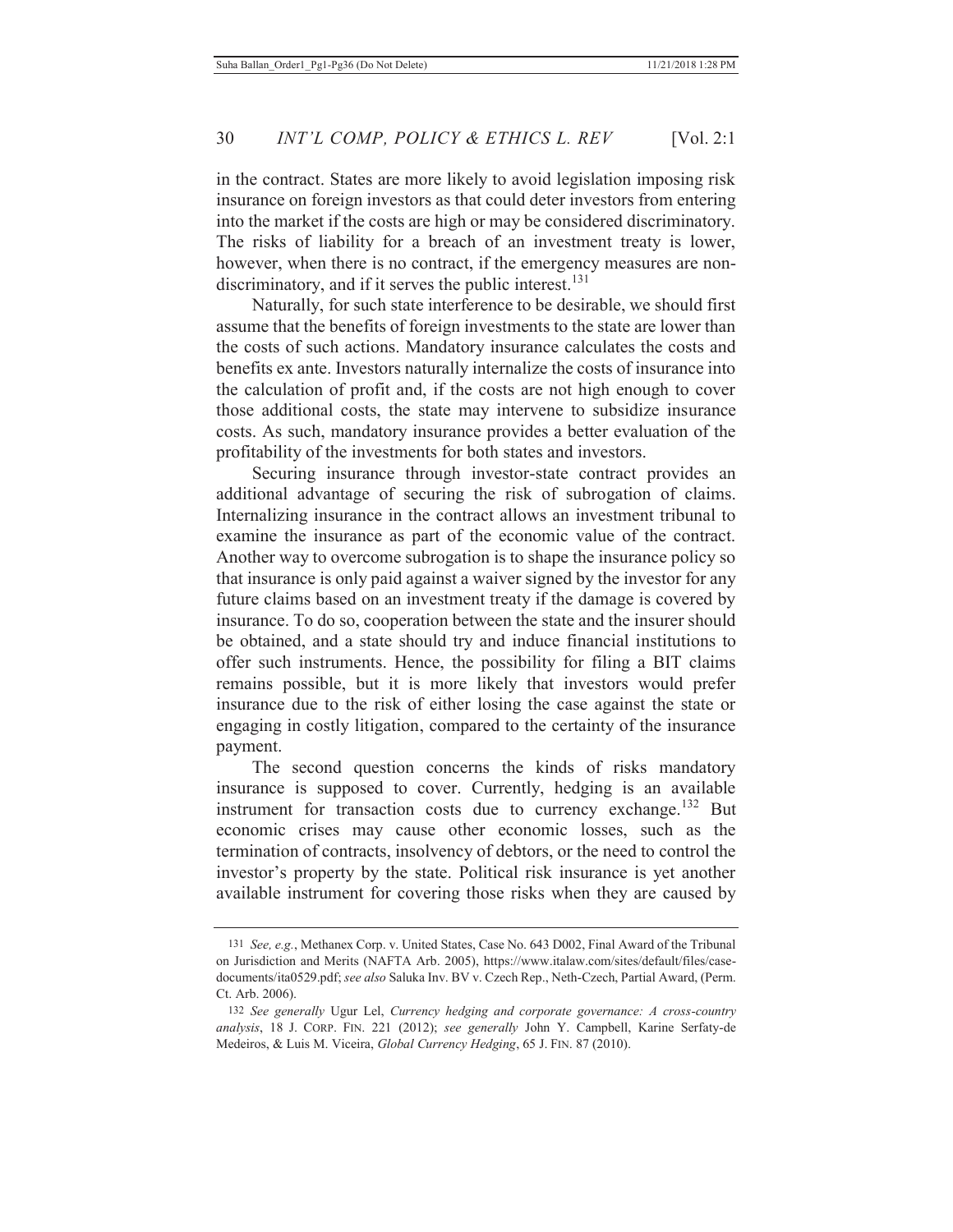in the contract. States are more likely to avoid legislation imposing risk insurance on foreign investors as that could deter investors from entering into the market if the costs are high or may be considered discriminatory. The risks of liability for a breach of an investment treaty is lower, however, when there is no contract, if the emergency measures are non-discriminatory, and if it serves the public interest.[131]

Naturally, for such state interference to be desirable, we should first assume that the benefits of foreign investments to the state are lower than the costs of such actions. Mandatory insurance calculates the costs and benefits ex ante. Investors naturally internalize the costs of insurance into the calculation of profit and, if the costs are not high enough to cover those additional costs, the state may intervene to subsidize insurance costs. As such, mandatory insurance provides a better evaluation of the profitability of the investments for both states and investors.

Securing insurance through investor-state contract provides an additional advantage of securing the risk of subrogation of claims. Internalizing insurance in the contract allows an investment tribunal to examine the insurance as part of the economic value of the contract. Another way to overcome subrogation is to shape the insurance policy so that insurance is only paid against a waiver signed by the investor for any future claims based on an investment treaty if the damage is covered by insurance. To do so, cooperation between the state and the insurer should be obtained, and a state should try and induce financial institutions to offer such instruments. Hence, the possibility for filing a BIT claims remains possible, but it is more likely that investors would prefer insurance due to the risk of either losing the case against the state or engaging in costly litigation, compared to the certainty of the insurance payment.

The second question concerns the kinds of risks mandatory insurance is supposed to cover. Currently, hedging is an available instrument for transaction costs due to currency exchange.[132] But economic crises may cause other economic losses, such as the termination of contracts, insolvency of debtors, or the need to control the investor's property by the state. Political risk insurance is yet another available instrument for covering those risks when they are caused by

---

131 *See, e.g.*, Methanex Corp. v. United States, Case No. 643 D002, Final Award of the Tribunal on Jurisdiction and Merits (NAFTA Arb. 2005), https://www.italaw.com/sites/default/files/case-documents/ita0529.pdf; *see also* Saluka Inv. BV v. Czech Rep., Neth-Czech, Partial Award, (Perm. Ct. Arb. 2006).

132 *See generally* Ugur Lel, *Currency hedging and corporate governance: A cross-country analysis*, 18 J. CORP. FIN. 221 (2012); *see generally* John Y. Campbell, Karine Serfaty-de Medeiros, & Luis M. Viceira, *Global Currency Hedging*, 65 J. FIN. 87 (2010).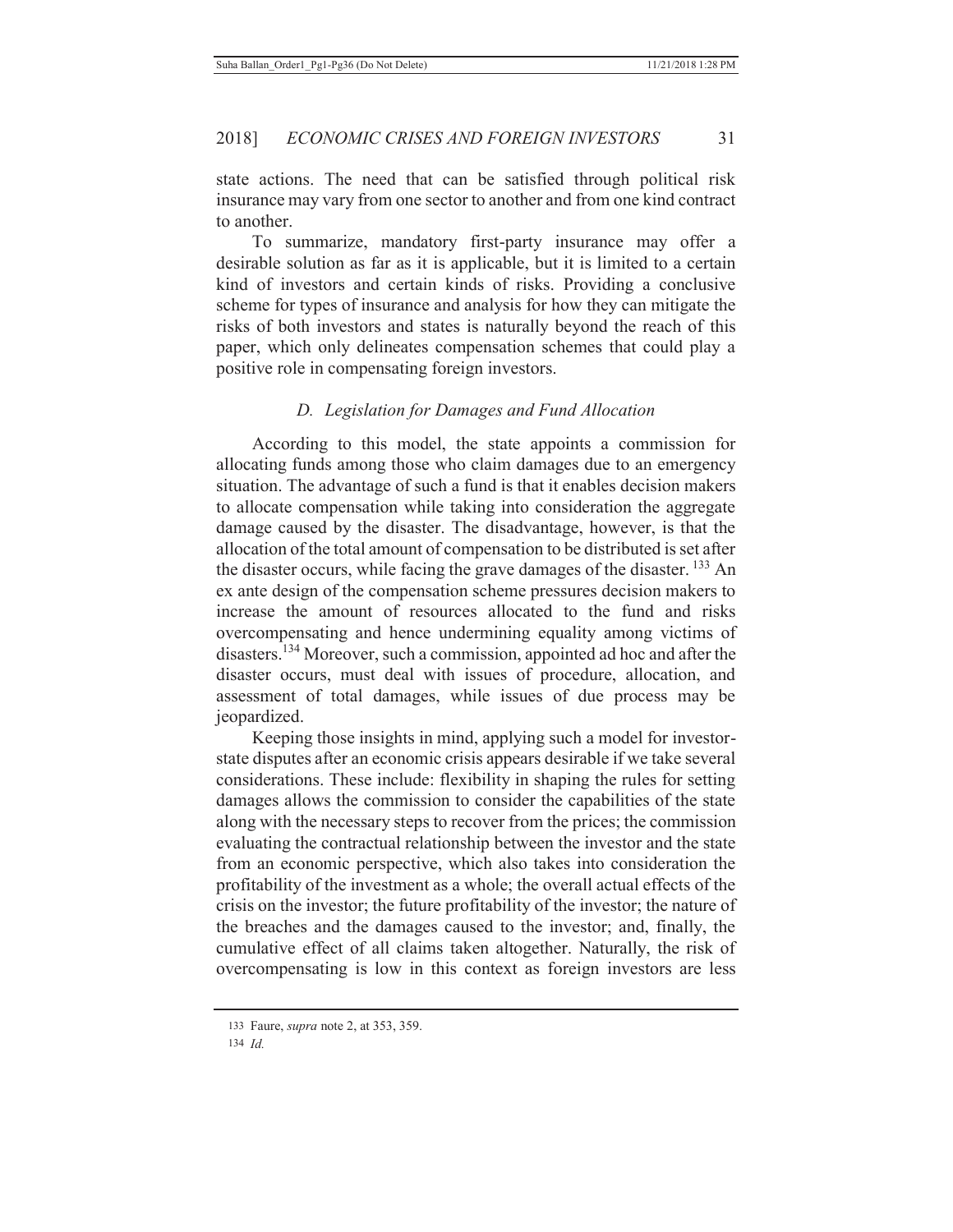state actions. The need that can be satisfied through political risk insurance may vary from one sector to another and from one kind contract to another.

To summarize, mandatory first-party insurance may offer a desirable solution as far as it is applicable, but it is limited to a certain kind of investors and certain kinds of risks. Providing a conclusive scheme for types of insurance and analysis for how they can mitigate the risks of both investors and states is naturally beyond the reach of this paper, which only delineates compensation schemes that could play a positive role in compensating foreign investors.

### *D. Legislation for Damages and Fund Allocation*

According to this model, the state appoints a commission for allocating funds among those who claim damages due to an emergency situation. The advantage of such a fund is that it enables decision makers to allocate compensation while taking into consideration the aggregate damage caused by the disaster. The disadvantage, however, is that the allocation of the total amount of compensation to be distributed is set after the disaster occurs, while facing the grave damages of the disaster. [133] An ex ante design of the compensation scheme pressures decision makers to increase the amount of resources allocated to the fund and risks overcompensating and hence undermining equality among victims of disasters.[134] Moreover, such a commission, appointed ad hoc and after the disaster occurs, must deal with issues of procedure, allocation, and assessment of total damages, while issues of due process may be jeopardized.

Keeping those insights in mind, applying such a model for investor-state disputes after an economic crisis appears desirable if we take several considerations. These include: flexibility in shaping the rules for setting damages allows the commission to consider the capabilities of the state along with the necessary steps to recover from the prices; the commission evaluating the contractual relationship between the investor and the state from an economic perspective, which also takes into consideration the profitability of the investment as a whole; the overall actual effects of the crisis on the investor; the future profitability of the investor; the nature of the breaches and the damages caused to the investor; and, finally, the cumulative effect of all claims taken altogether. Naturally, the risk of overcompensating is low in this context as foreign investors are less

---

133 Faure, *supra* note 2, at 353, 359.

134 *Id.*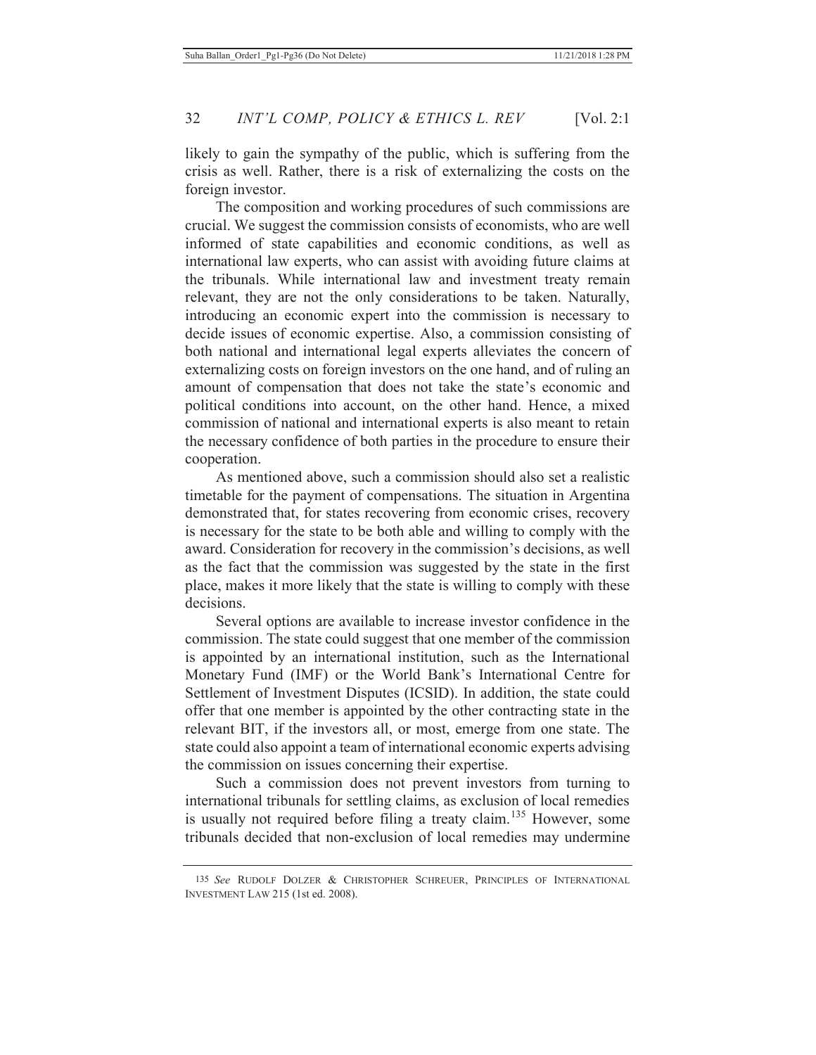likely to gain the sympathy of the public, which is suffering from the crisis as well. Rather, there is a risk of externalizing the costs on the foreign investor.

The composition and working procedures of such commissions are crucial. We suggest the commission consists of economists, who are well informed of state capabilities and economic conditions, as well as international law experts, who can assist with avoiding future claims at the tribunals. While international law and investment treaty remain relevant, they are not the only considerations to be taken. Naturally, introducing an economic expert into the commission is necessary to decide issues of economic expertise. Also, a commission consisting of both national and international legal experts alleviates the concern of externalizing costs on foreign investors on the one hand, and of ruling an amount of compensation that does not take the state's economic and political conditions into account, on the other hand. Hence, a mixed commission of national and international experts is also meant to retain the necessary confidence of both parties in the procedure to ensure their cooperation.

As mentioned above, such a commission should also set a realistic timetable for the payment of compensations. The situation in Argentina demonstrated that, for states recovering from economic crises, recovery is necessary for the state to be both able and willing to comply with the award. Consideration for recovery in the commission's decisions, as well as the fact that the commission was suggested by the state in the first place, makes it more likely that the state is willing to comply with these decisions.

Several options are available to increase investor confidence in the commission. The state could suggest that one member of the commission is appointed by an international institution, such as the International Monetary Fund (IMF) or the World Bank's International Centre for Settlement of Investment Disputes (ICSID). In addition, the state could offer that one member is appointed by the other contracting state in the relevant BIT, if the investors all, or most, emerge from one state. The state could also appoint a team of international economic experts advising the commission on issues concerning their expertise.

Such a commission does not prevent investors from turning to international tribunals for settling claims, as exclusion of local remedies is usually not required before filing a treaty claim.[135] However, some tribunals decided that non-exclusion of local remedies may undermine

---

135 *See* RUDOLF DOLZER & CHRISTOPHER SCHREUER, PRINCIPLES OF INTERNATIONAL INVESTMENT LAW 215 (1st ed. 2008).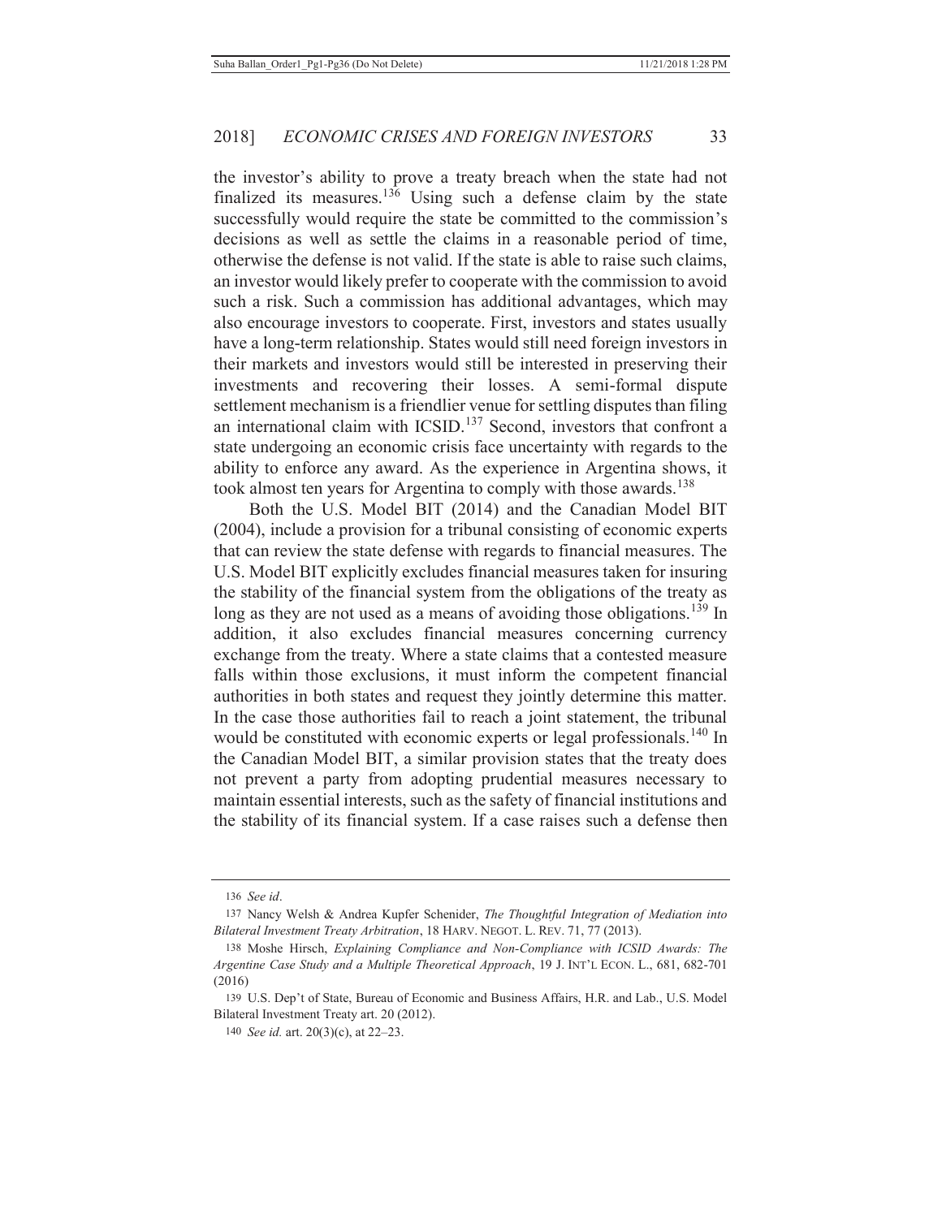the investor's ability to prove a treaty breach when the state had not finalized its measures.[136] Using such a defense claim by the state successfully would require the state be committed to the commission's decisions as well as settle the claims in a reasonable period of time, otherwise the defense is not valid. If the state is able to raise such claims, an investor would likely prefer to cooperate with the commission to avoid such a risk. Such a commission has additional advantages, which may also encourage investors to cooperate. First, investors and states usually have a long-term relationship. States would still need foreign investors in their markets and investors would still be interested in preserving their investments and recovering their losses. A semi-formal dispute settlement mechanism is a friendlier venue for settling disputes than filing an international claim with ICSID.[137] Second, investors that confront a state undergoing an economic crisis face uncertainty with regards to the ability to enforce any award. As the experience in Argentina shows, it took almost ten years for Argentina to comply with those awards.[138]

Both the U.S. Model BIT (2014) and the Canadian Model BIT (2004), include a provision for a tribunal consisting of economic experts that can review the state defense with regards to financial measures. The U.S. Model BIT explicitly excludes financial measures taken for insuring the stability of the financial system from the obligations of the treaty as long as they are not used as a means of avoiding those obligations.[139] In addition, it also excludes financial measures concerning currency exchange from the treaty. Where a state claims that a contested measure falls within those exclusions, it must inform the competent financial authorities in both states and request they jointly determine this matter. In the case those authorities fail to reach a joint statement, the tribunal would be constituted with economic experts or legal professionals.[140] In the Canadian Model BIT, a similar provision states that the treaty does not prevent a party from adopting prudential measures necessary to maintain essential interests, such as the safety of financial institutions and the stability of its financial system. If a case raises such a defense then

---

136 *See id*.

137 Nancy Welsh & Andrea Kupfer Schenider, *The Thoughtful Integration of Mediation into Bilateral Investment Treaty Arbitration*, 18 HARV. NEGOT. L. REV. 71, 77 (2013).

138 Moshe Hirsch, *Explaining Compliance and Non-Compliance with ICSID Awards: The Argentine Case Study and a Multiple Theoretical Approach*, 19 J. INT'L ECON. L., 681, 682-701 (2016)

139 U.S. Dep't of State, Bureau of Economic and Business Affairs, H.R. and Lab., U.S. Model Bilateral Investment Treaty art. 20 (2012).

140 *See id.* art. 20(3)(c), at 22–23.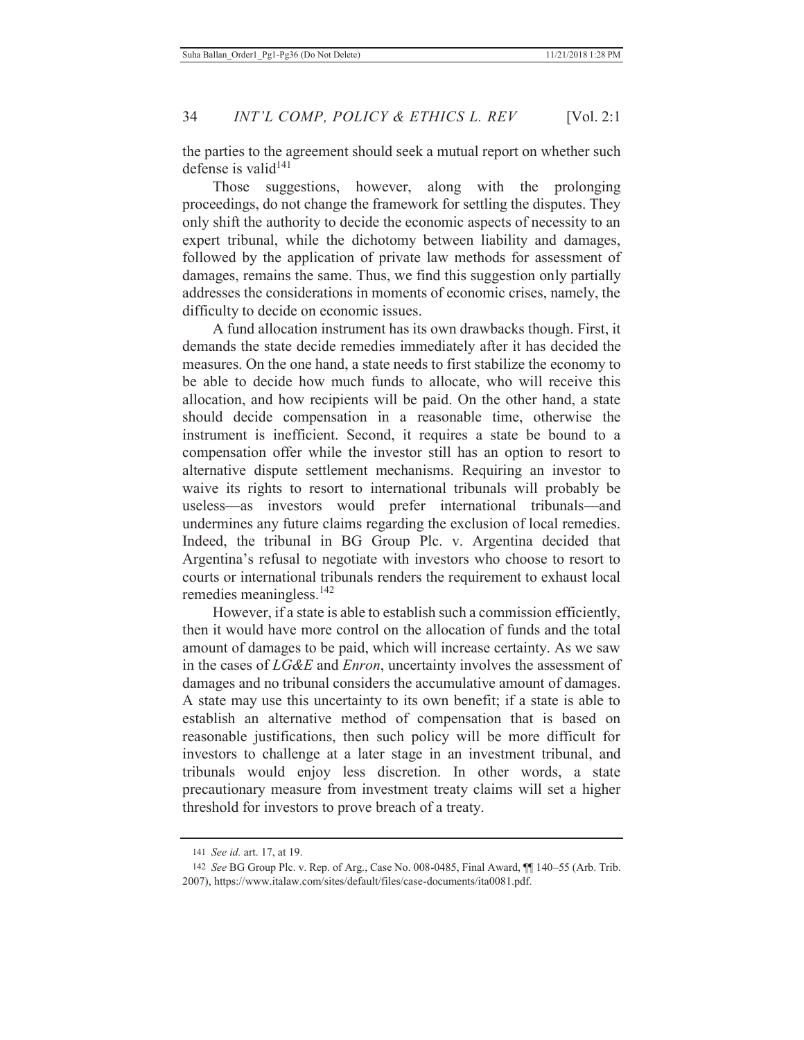the parties to the agreement should seek a mutual report on whether such defense is valid[141]

Those suggestions, however, along with the prolonging proceedings, do not change the framework for settling the disputes. They only shift the authority to decide the economic aspects of necessity to an expert tribunal, while the dichotomy between liability and damages, followed by the application of private law methods for assessment of damages, remains the same. Thus, we find this suggestion only partially addresses the considerations in moments of economic crises, namely, the difficulty to decide on economic issues.

A fund allocation instrument has its own drawbacks though. First, it demands the state decide remedies immediately after it has decided the measures. On the one hand, a state needs to first stabilize the economy to be able to decide how much funds to allocate, who will receive this allocation, and how recipients will be paid. On the other hand, a state should decide compensation in a reasonable time, otherwise the instrument is inefficient. Second, it requires a state be bound to a compensation offer while the investor still has an option to resort to alternative dispute settlement mechanisms. Requiring an investor to waive its rights to resort to international tribunals will probably be useless—as investors would prefer international tribunals—and undermines any future claims regarding the exclusion of local remedies. Indeed, the tribunal in BG Group Plc. v. Argentina decided that Argentina's refusal to negotiate with investors who choose to resort to courts or international tribunals renders the requirement to exhaust local remedies meaningless.[142]

However, if a state is able to establish such a commission efficiently, then it would have more control on the allocation of funds and the total amount of damages to be paid, which will increase certainty. As we saw in the cases of *LG&E* and *Enron*, uncertainty involves the assessment of damages and no tribunal considers the accumulative amount of damages. A state may use this uncertainty to its own benefit; if a state is able to establish an alternative method of compensation that is based on reasonable justifications, then such policy will be more difficult for investors to challenge at a later stage in an investment tribunal, and tribunals would enjoy less discretion. In other words, a state precautionary measure from investment treaty claims will set a higher threshold for investors to prove breach of a treaty.

---

141 *See id.* art. 17, at 19.

142 *See* BG Group Plc. v. Rep. of Arg., Case No. 008-0485, Final Award, ¶¶ 140–55 (Arb. Trib. 2007), https://www.italaw.com/sites/default/files/case-documents/ita0081.pdf.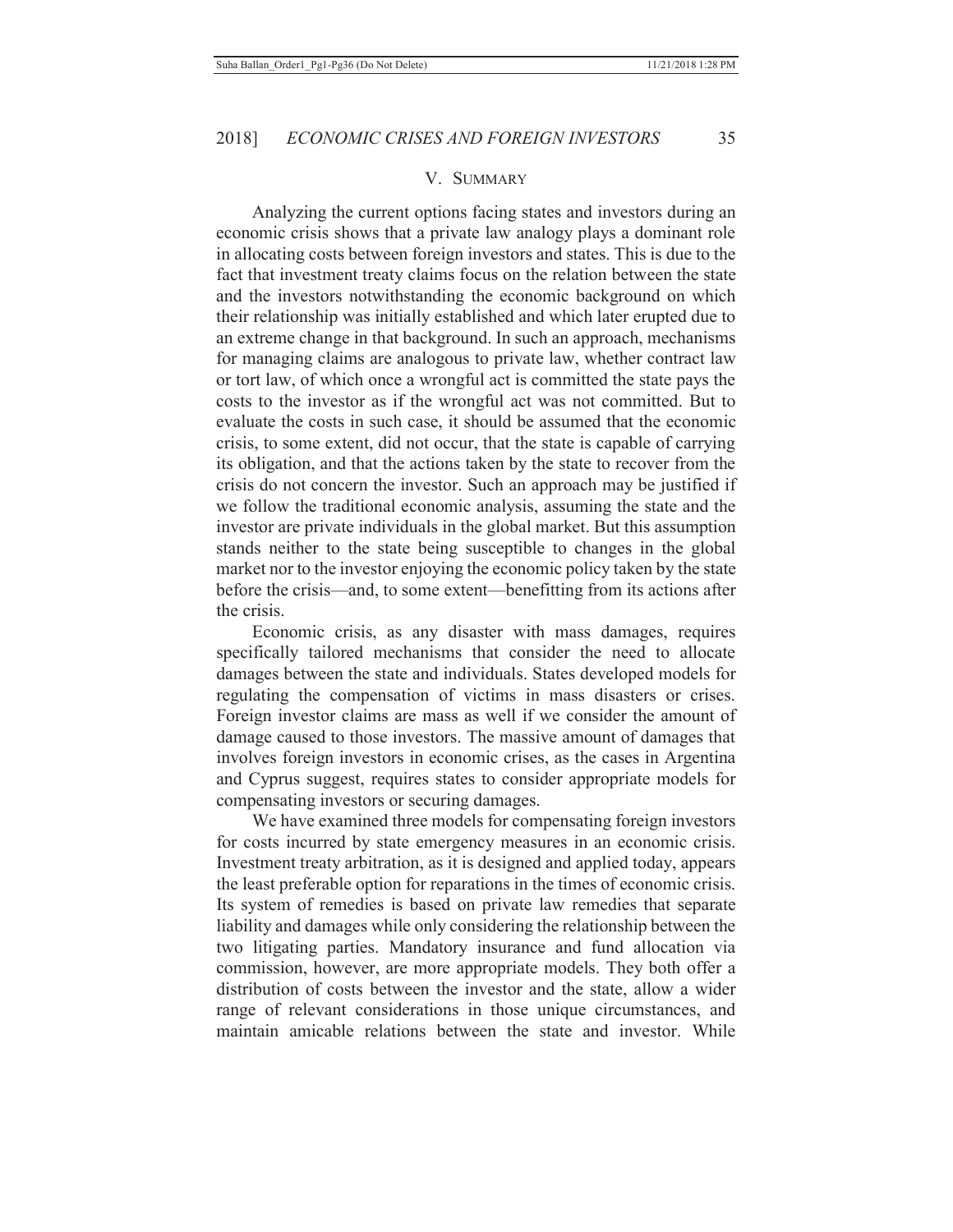## V. SUMMARY

Analyzing the current options facing states and investors during an economic crisis shows that a private law analogy plays a dominant role in allocating costs between foreign investors and states. This is due to the fact that investment treaty claims focus on the relation between the state and the investors notwithstanding the economic background on which their relationship was initially established and which later erupted due to an extreme change in that background. In such an approach, mechanisms for managing claims are analogous to private law, whether contract law or tort law, of which once a wrongful act is committed the state pays the costs to the investor as if the wrongful act was not committed. But to evaluate the costs in such case, it should be assumed that the economic crisis, to some extent, did not occur, that the state is capable of carrying its obligation, and that the actions taken by the state to recover from the crisis do not concern the investor. Such an approach may be justified if we follow the traditional economic analysis, assuming the state and the investor are private individuals in the global market. But this assumption stands neither to the state being susceptible to changes in the global market nor to the investor enjoying the economic policy taken by the state before the crisis—and, to some extent—benefitting from its actions after the crisis.

Economic crisis, as any disaster with mass damages, requires specifically tailored mechanisms that consider the need to allocate damages between the state and individuals. States developed models for regulating the compensation of victims in mass disasters or crises. Foreign investor claims are mass as well if we consider the amount of damage caused to those investors. The massive amount of damages that involves foreign investors in economic crises, as the cases in Argentina and Cyprus suggest, requires states to consider appropriate models for compensating investors or securing damages.

We have examined three models for compensating foreign investors for costs incurred by state emergency measures in an economic crisis. Investment treaty arbitration, as it is designed and applied today, appears the least preferable option for reparations in the times of economic crisis. Its system of remedies is based on private law remedies that separate liability and damages while only considering the relationship between the two litigating parties. Mandatory insurance and fund allocation via commission, however, are more appropriate models. They both offer a distribution of costs between the investor and the state, allow a wider range of relevant considerations in those unique circumstances, and maintain amicable relations between the state and investor. While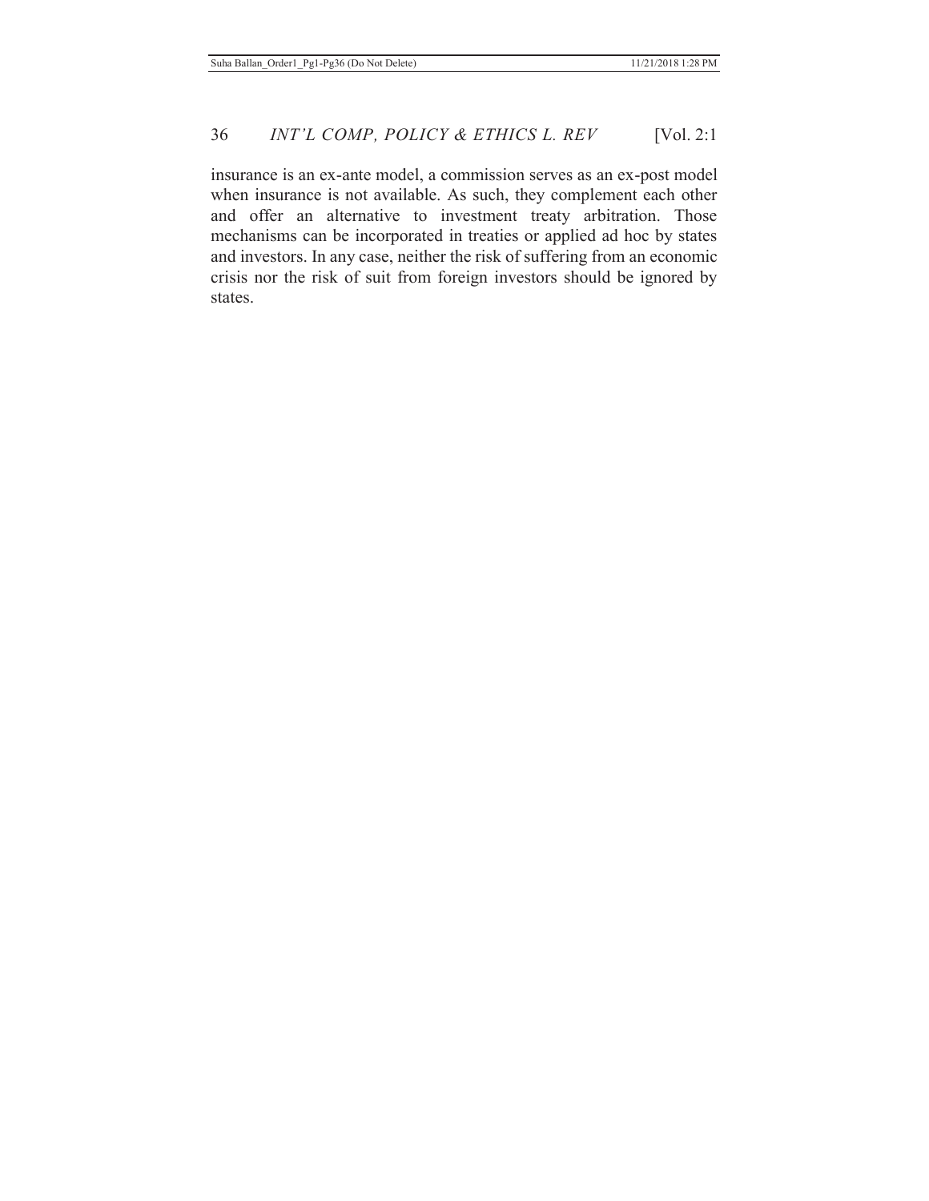insurance is an ex-ante model, a commission serves as an ex-post model when insurance is not available. As such, they complement each other and offer an alternative to investment treaty arbitration. Those mechanisms can be incorporated in treaties or applied ad hoc by states and investors. In any case, neither the risk of suffering from an economic crisis nor the risk of suit from foreign investors should be ignored by states.